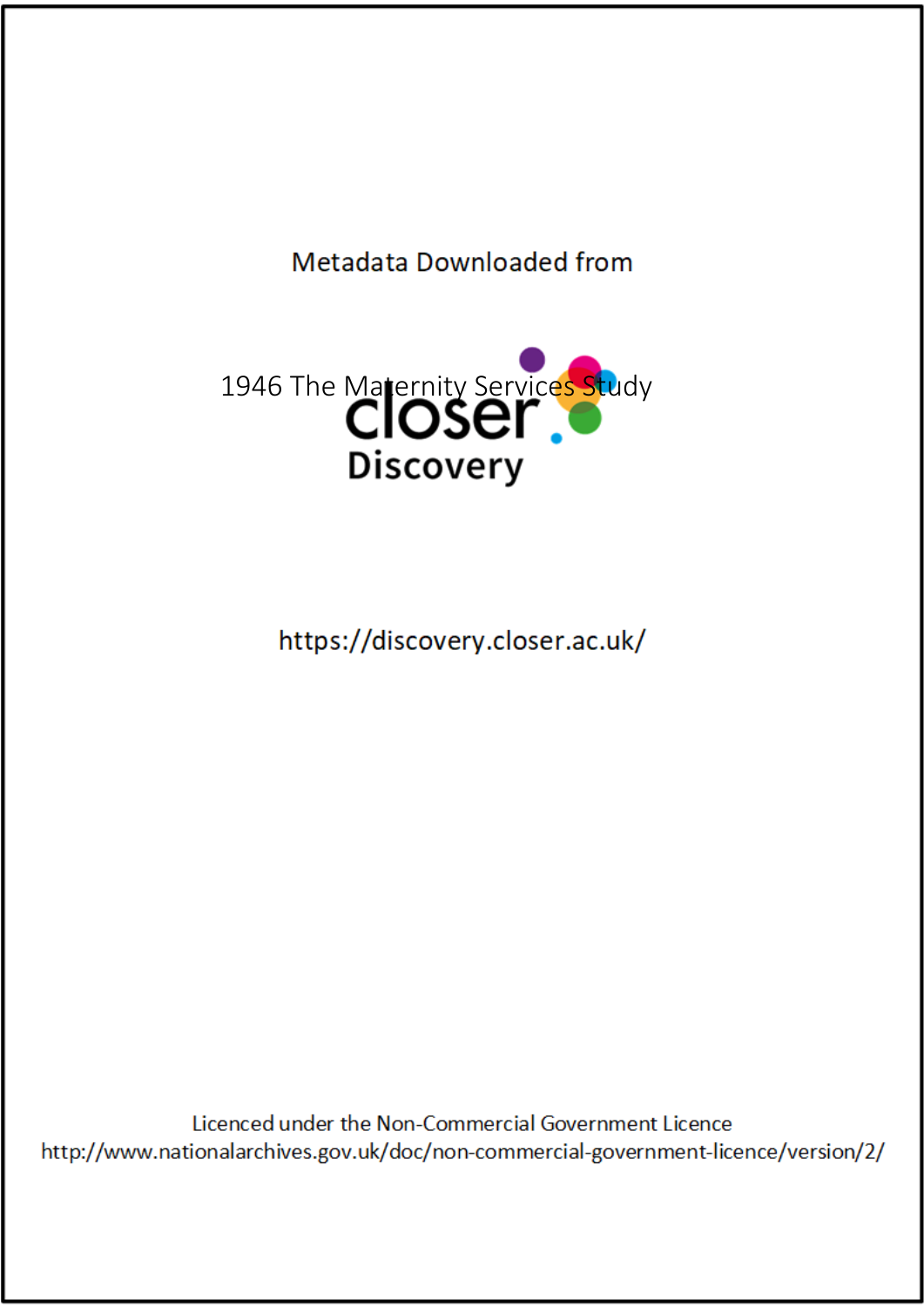Metadata Downloaded from

1946 The Maternity Services Study

closer Discovery

https://discovery.closer.ac.uk/

Licenced under the Non-Commercial Government Licence
http://www.nationalarchives.gov.uk/doc/non-commercial-government-licence/version/2/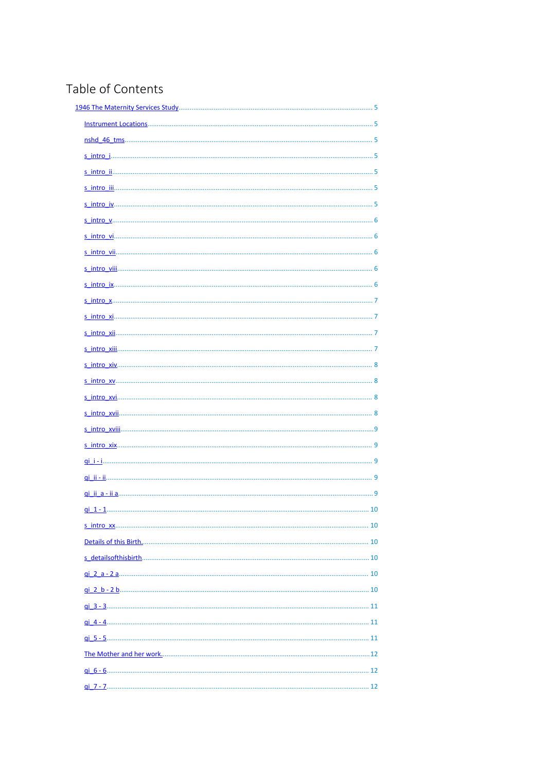# Table of Contents

1946 The Maternity Services Study ..... 5

- Instrument Locations ..... 5
- nshd_46_tms ..... 5
- s_intro_i ..... 5
- s_intro_ii ..... 5
- s_intro_iii ..... 5
- s_intro_iv ..... 5
- s_intro_v ..... 6
- s_intro_vi ..... 6
- s_intro_vii ..... 6
- s_intro_viii ..... 6
- s_intro_ix ..... 6
- s_intro_x ..... 7
- s_intro_xi ..... 7
- s_intro_xii ..... 7
- s_intro_xiii ..... 7
- s_intro_xiv ..... 8
- s_intro_xv ..... 8
- s_intro_xvi ..... 8
- s_intro_xvii ..... 8
- s_intro_xviii ..... 9
- s_intro_xix ..... 9
- qi_i - i ..... 9
- qi_ii - ii ..... 9
- qi_ii_a - ii a ..... 9
- qi_1 - 1 ..... 10
- s_intro_xx ..... 10
- Details of this Birth. ..... 10
- s_detailsofthisbirth ..... 10
- qi_2_a - 2 a ..... 10
- qi_2_b - 2 b ..... 10
- qi_3 - 3 ..... 11
- qi_4 - 4 ..... 11
- qi_5 - 5 ..... 11
- The Mother and her work. ..... 12
- qi_6 - 6 ..... 12
- qi_7 - 7 ..... 12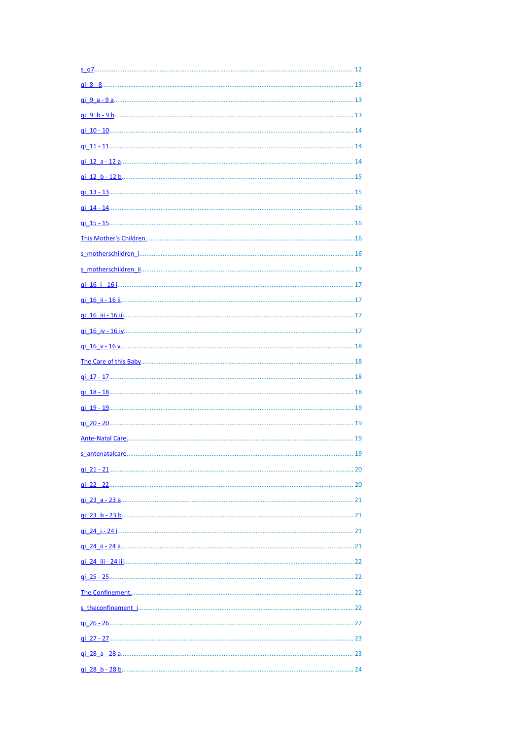s_q7 ........................................................................................................................................ 12

qi_8 - 8 ........................................................................................................................................ 13

qi_9_a - 9 a ........................................................................................................................................ 13

qi_9_b - 9 b ........................................................................................................................................ 13

qi_10 - 10 ........................................................................................................................................ 14

qi_11 - 11 ........................................................................................................................................ 14

qi_12_a - 12 a ........................................................................................................................................ 14

qi_12_b - 12 b ........................................................................................................................................ 15

qi_13 - 13 ........................................................................................................................................ 15

qi_14 - 14 ........................................................................................................................................ 16

qi_15 - 15 ........................................................................................................................................ 16

This Mother's Children. ........................................................................................................................................ 16

s_motherschildren_i ........................................................................................................................................ 16

s_motherschildren_ii ........................................................................................................................................ 17

qi_16_i - 16 i ........................................................................................................................................ 17

qi_16_ii - 16 ii ........................................................................................................................................ 17

qi_16_iii - 16 iii ........................................................................................................................................ 17

qi_16_iv - 16 iv ........................................................................................................................................ 17

qi_16_v - 16 v ........................................................................................................................................ 18

The Care of this Baby ........................................................................................................................................ 18

qi_17 - 17 ........................................................................................................................................ 18

qi_18 - 18 ........................................................................................................................................ 18

qi_19 - 19 ........................................................................................................................................ 19

qi_20 - 20 ........................................................................................................................................ 19

Ante-Natal Care. ........................................................................................................................................ 19

s_antenatalcare ........................................................................................................................................ 19

qi_21 - 21 ........................................................................................................................................ 20

qi_22 - 22 ........................................................................................................................................ 20

qi_23_a - 23 a ........................................................................................................................................ 21

qi_23_b - 23 b ........................................................................................................................................ 21

qi_24_i - 24 i ........................................................................................................................................ 21

qi_24_ii - 24 ii ........................................................................................................................................ 21

qi_24_iii - 24 iii ........................................................................................................................................ 22

qi_25 - 25 ........................................................................................................................................ 22

The Confinement. ........................................................................................................................................ 22

s_theconfinement_i ........................................................................................................................................ 22

qi_26 - 26 ........................................................................................................................................ 22

qi_27 - 27 ........................................................................................................................................ 23

qi_28_a - 28 a ........................................................................................................................................ 23

qi_28_b - 28 b ........................................................................................................................................ 24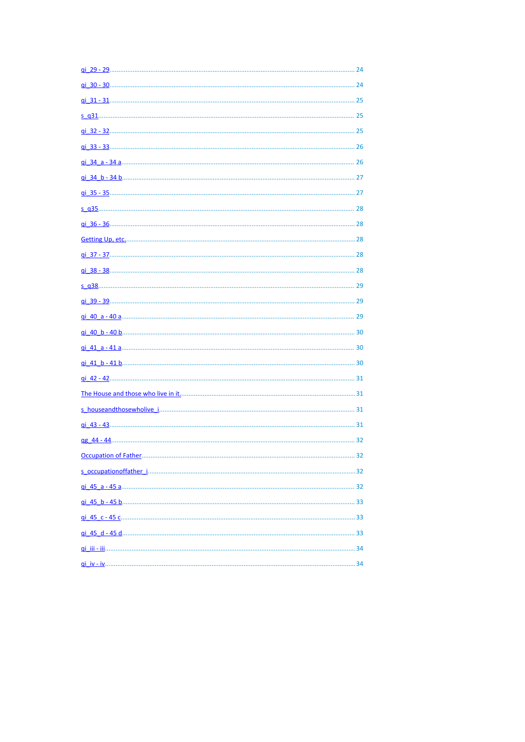qi_29 - 29 ........................................................................................................ 24

qi_30 - 30 ........................................................................................................ 24

qi_31 - 31 ........................................................................................................ 25

s_q31 ........................................................................................................ 25

qi_32 - 32 ........................................................................................................ 25

qi_33 - 33 ........................................................................................................ 26

qi_34_a - 34 a ........................................................................................................ 26

qi_34_b - 34 b ........................................................................................................ 27

qi_35 - 35 ........................................................................................................ 27

s_q35 ........................................................................................................ 28

qi_36 - 36 ........................................................................................................ 28

Getting Up, etc. ........................................................................................................ 28

qi_37 - 37 ........................................................................................................ 28

qi_38 - 38 ........................................................................................................ 28

s_q38 ........................................................................................................ 29

qi_39 - 39 ........................................................................................................ 29

qi_40_a - 40 a ........................................................................................................ 29

qi_40_b - 40 b ........................................................................................................ 30

qi_41_a - 41 a ........................................................................................................ 30

qi_41_b - 41 b ........................................................................................................ 30

qi_42 - 42 ........................................................................................................ 31

The House and those who live in it. ........................................................................................................ 31

s_houseandthosewholive_i ........................................................................................................ 31

qi_43 - 43 ........................................................................................................ 31

qg_44 - 44 ........................................................................................................ 32

Occupation of Father ........................................................................................................ 32

s_occupationoffather_i ........................................................................................................ 32

qi_45_a - 45 a ........................................................................................................ 32

qi_45_b - 45 b ........................................................................................................ 33

qi_45_c - 45 c ........................................................................................................ 33

qi_45_d - 45 d ........................................................................................................ 33

qi_iii - iii ........................................................................................................ 34

qi_iv - iv ........................................................................................................ 34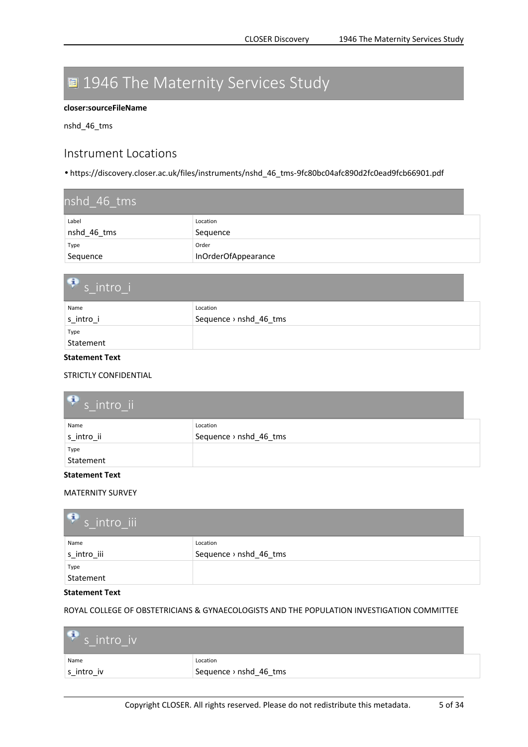# 1946 The Maternity Services Study

**closer:sourceFileName**

nshd_46_tms

## Instrument Locations

- https://discovery.closer.ac.uk/files/instruments/nshd_46_tms-9fc80bc04afc890d2fc0ead9fcb66901.pdf

## nshd_46_tms

| Label | Location |
|---|---|
| nshd_46_tms | Sequence |
| **Type** | **Order** |
| Sequence | InOrderOfAppearance |

## s_intro_i

| Name | Location |
|---|---|
| s_intro_i | Sequence › nshd_46_tms |
| **Type** | |
| Statement | |

**Statement Text**

STRICTLY CONFIDENTIAL

## s_intro_ii

| Name | Location |
|---|---|
| s_intro_ii | Sequence › nshd_46_tms |
| **Type** | |
| Statement | |

**Statement Text**

MATERNITY SURVEY

## s_intro_iii

| Name | Location |
|---|---|
| s_intro_iii | Sequence › nshd_46_tms |
| **Type** | |
| Statement | |

**Statement Text**

ROYAL COLLEGE OF OBSTETRICIANS & GYNAECOLOGISTS AND THE POPULATION INVESTIGATION COMMITTEE

## s_intro_iv

| Name | Location |
|---|---|
| s_intro_iv | Sequence › nshd_46_tms |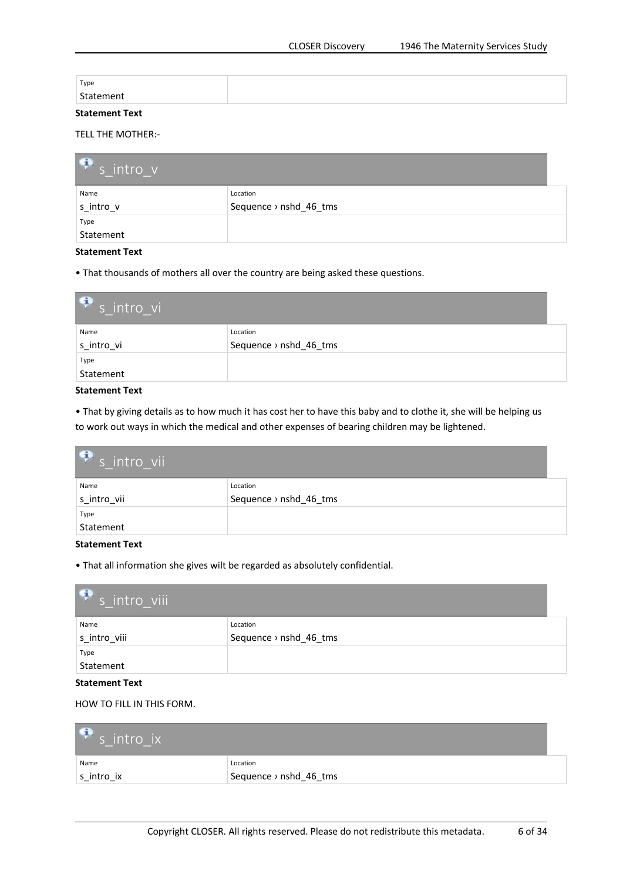| Type | |
|---|---|
| Statement | |

**Statement Text**

TELL THE MOTHER:-

## s_intro_v

| Name | Location |
|---|---|
| s_intro_v | Sequence › nshd_46_tms |
| Type | |
| Statement | |

**Statement Text**

• That thousands of mothers all over the country are being asked these questions.

## s_intro_vi

| Name | Location |
|---|---|
| s_intro_vi | Sequence › nshd_46_tms |
| Type | |
| Statement | |

**Statement Text**

• That by giving details as to how much it has cost her to have this baby and to clothe it, she will be helping us to work out ways in which the medical and other expenses of bearing children may be lightened.

## s_intro_vii

| Name | Location |
|---|---|
| s_intro_vii | Sequence › nshd_46_tms |
| Type | |
| Statement | |

**Statement Text**

• That all information she gives wilt be regarded as absolutely confidential.

## s_intro_viii

| Name | Location |
|---|---|
| s_intro_viii | Sequence › nshd_46_tms |
| Type | |
| Statement | |

**Statement Text**

HOW TO FILL IN THIS FORM.

## s_intro_ix

| Name | Location |
|---|---|
| s_intro_ix | Sequence › nshd_46_tms |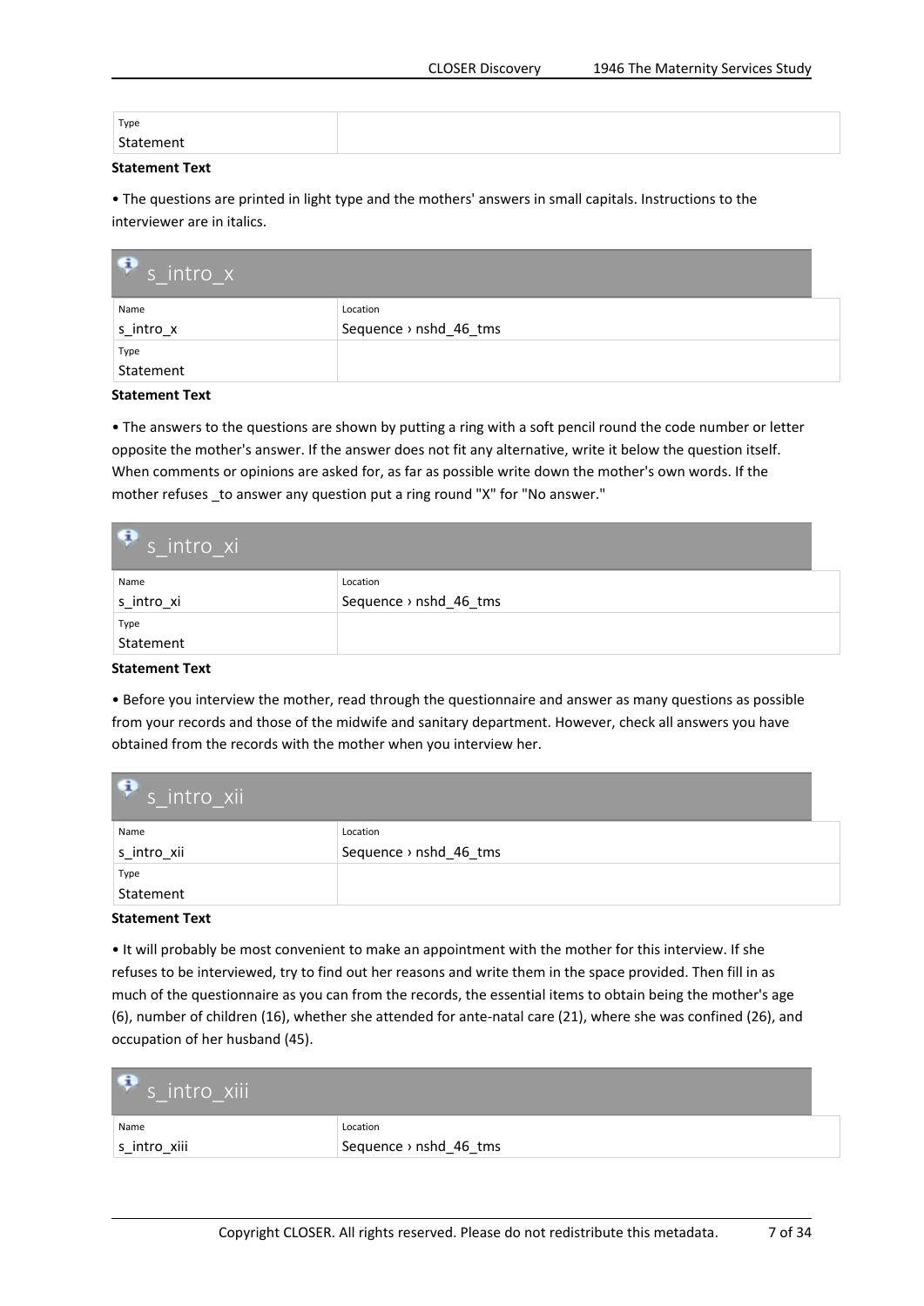| Type | |
|---|---|
| Statement | |

**Statement Text**

• The questions are printed in light type and the mothers' answers in small capitals. Instructions to the interviewer are in italics.

## s_intro_x

| Name | Location |
|---|---|
| s_intro_x | Sequence › nshd_46_tms |
| Type | |
| Statement | |

**Statement Text**

• The answers to the questions are shown by putting a ring with a soft pencil round the code number or letter opposite the mother's answer. If the answer does not fit any alternative, write it below the question itself. When comments or opinions are asked for, as far as possible write down the mother's own words. If the mother refuses _to answer any question put a ring round "X" for "No answer."

## s_intro_xi

| Name | Location |
|---|---|
| s_intro_xi | Sequence › nshd_46_tms |
| Type | |
| Statement | |

**Statement Text**

• Before you interview the mother, read through the questionnaire and answer as many questions as possible from your records and those of the midwife and sanitary department. However, check all answers you have obtained from the records with the mother when you interview her.

## s_intro_xii

| Name | Location |
|---|---|
| s_intro_xii | Sequence › nshd_46_tms |
| Type | |
| Statement | |

**Statement Text**

• It will probably be most convenient to make an appointment with the mother for this interview. If she refuses to be interviewed, try to find out her reasons and write them in the space provided. Then fill in as much of the questionnaire as you can from the records, the essential items to obtain being the mother's age (6), number of children (16), whether she attended for ante-natal care (21), where she was confined (26), and occupation of her husband (45).

## s_intro_xiii

| Name | Location |
|---|---|
| s_intro_xiii | Sequence › nshd_46_tms |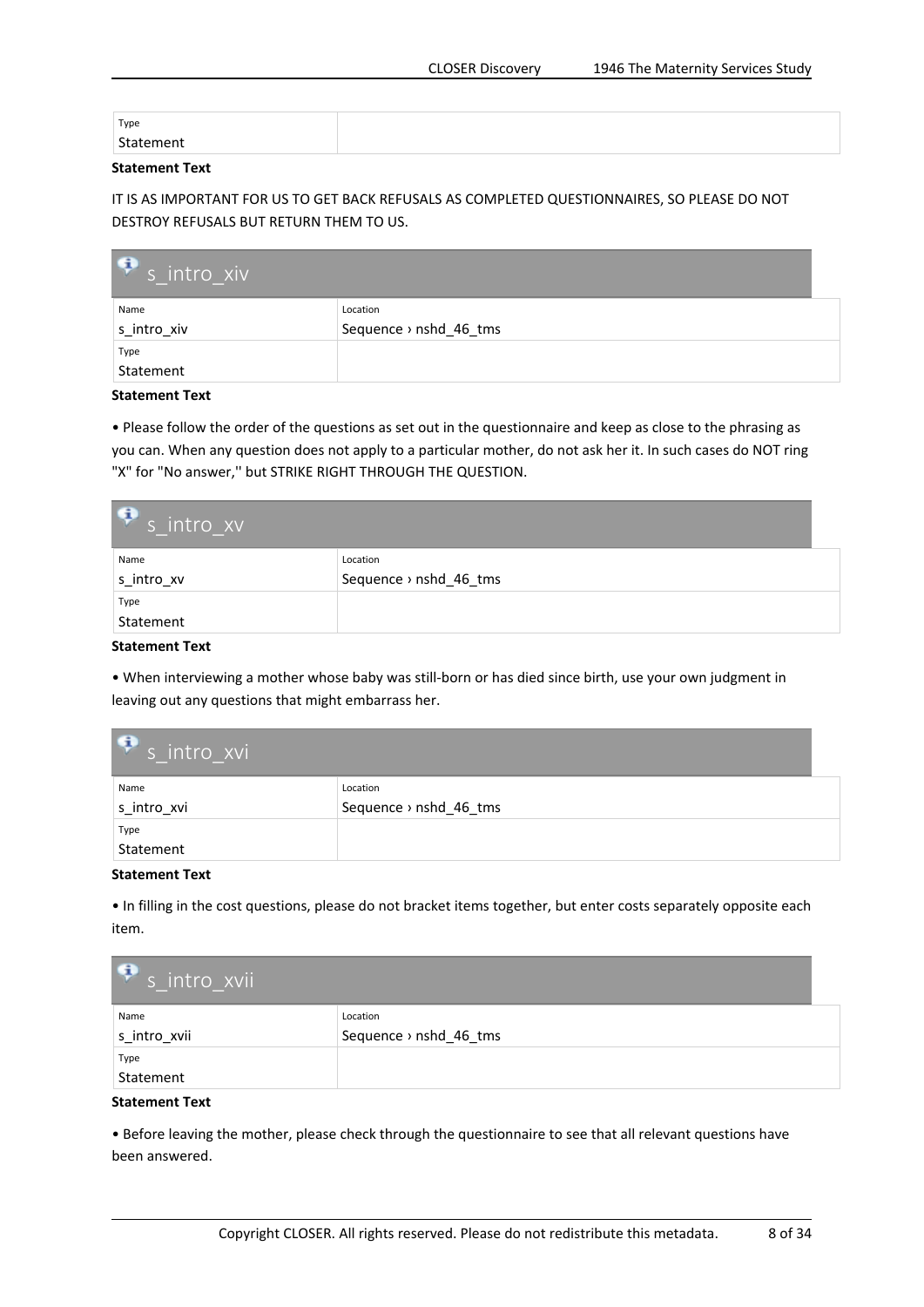| Type | |
|---|---|
| Statement | |

**Statement Text**

IT IS AS IMPORTANT FOR US TO GET BACK REFUSALS AS COMPLETED QUESTIONNAIRES, SO PLEASE DO NOT DESTROY REFUSALS BUT RETURN THEM TO US.

## s_intro_xiv

| Name | Location |
|---|---|
| s_intro_xiv | Sequence › nshd_46_tms |
| Type | |
| Statement | |

**Statement Text**

• Please follow the order of the questions as set out in the questionnaire and keep as close to the phrasing as you can. When any question does not apply to a particular mother, do not ask her it. In such cases do NOT ring "X" for "No answer,'' but STRIKE RIGHT THROUGH THE QUESTION.

## s_intro_xv

| Name | Location |
|---|---|
| s_intro_xv | Sequence › nshd_46_tms |
| Type | |
| Statement | |

**Statement Text**

• When interviewing a mother whose baby was still-born or has died since birth, use your own judgment in leaving out any questions that might embarrass her.

## s_intro_xvi

| Name | Location |
|---|---|
| s_intro_xvi | Sequence › nshd_46_tms |
| Type | |
| Statement | |

**Statement Text**

• In filling in the cost questions, please do not bracket items together, but enter costs separately opposite each item.

## s_intro_xvii

| Name | Location |
|---|---|
| s_intro_xvii | Sequence › nshd_46_tms |
| Type | |
| Statement | |

**Statement Text**

• Before leaving the mother, please check through the questionnaire to see that all relevant questions have been answered.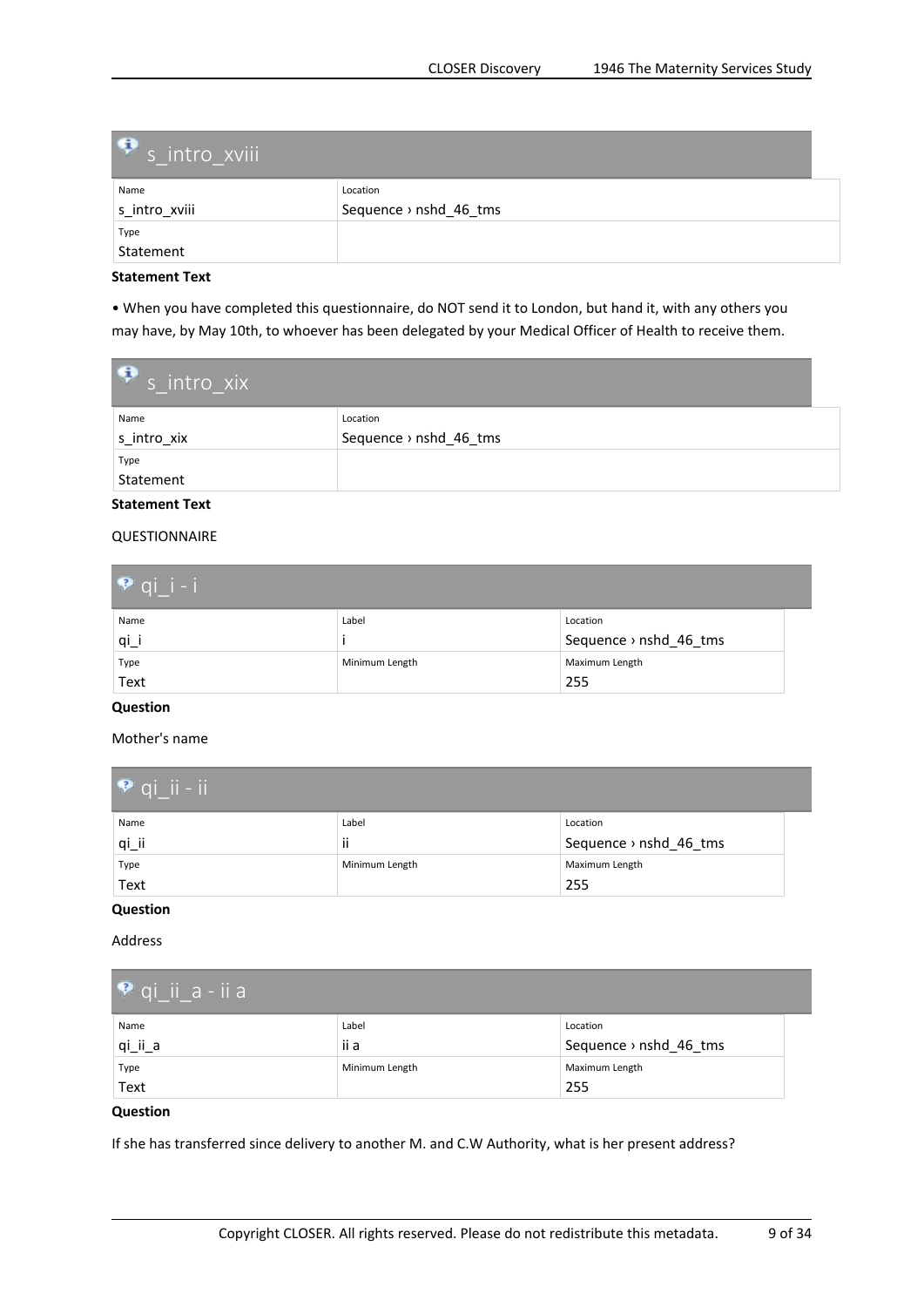## s_intro_xviii

| Name | Location |
| --- | --- |
| s_intro_xviii | Sequence › nshd_46_tms |
| Type | |
| Statement | |

**Statement Text**

• When you have completed this questionnaire, do NOT send it to London, but hand it, with any others you may have, by May 10th, to whoever has been delegated by your Medical Officer of Health to receive them.

## s_intro_xix

| Name | Location |
| --- | --- |
| s_intro_xix | Sequence › nshd_46_tms |
| Type | |
| Statement | |

**Statement Text**

QUESTIONNAIRE

## qi_i - i

| Name | Label | Location |
| --- | --- | --- |
| qi_i | i | Sequence › nshd_46_tms |
| Type | Minimum Length | Maximum Length |
| Text | | 255 |

**Question**

Mother's name

## qi_ii - ii

| Name | Label | Location |
| --- | --- | --- |
| qi_ii | ii | Sequence › nshd_46_tms |
| Type | Minimum Length | Maximum Length |
| Text | | 255 |

**Question**

Address

## qi_ii_a - ii a

| Name | Label | Location |
| --- | --- | --- |
| qi_ii_a | ii a | Sequence › nshd_46_tms |
| Type | Minimum Length | Maximum Length |
| Text | | 255 |

**Question**

If she has transferred since delivery to another M. and C.W Authority, what is her present address?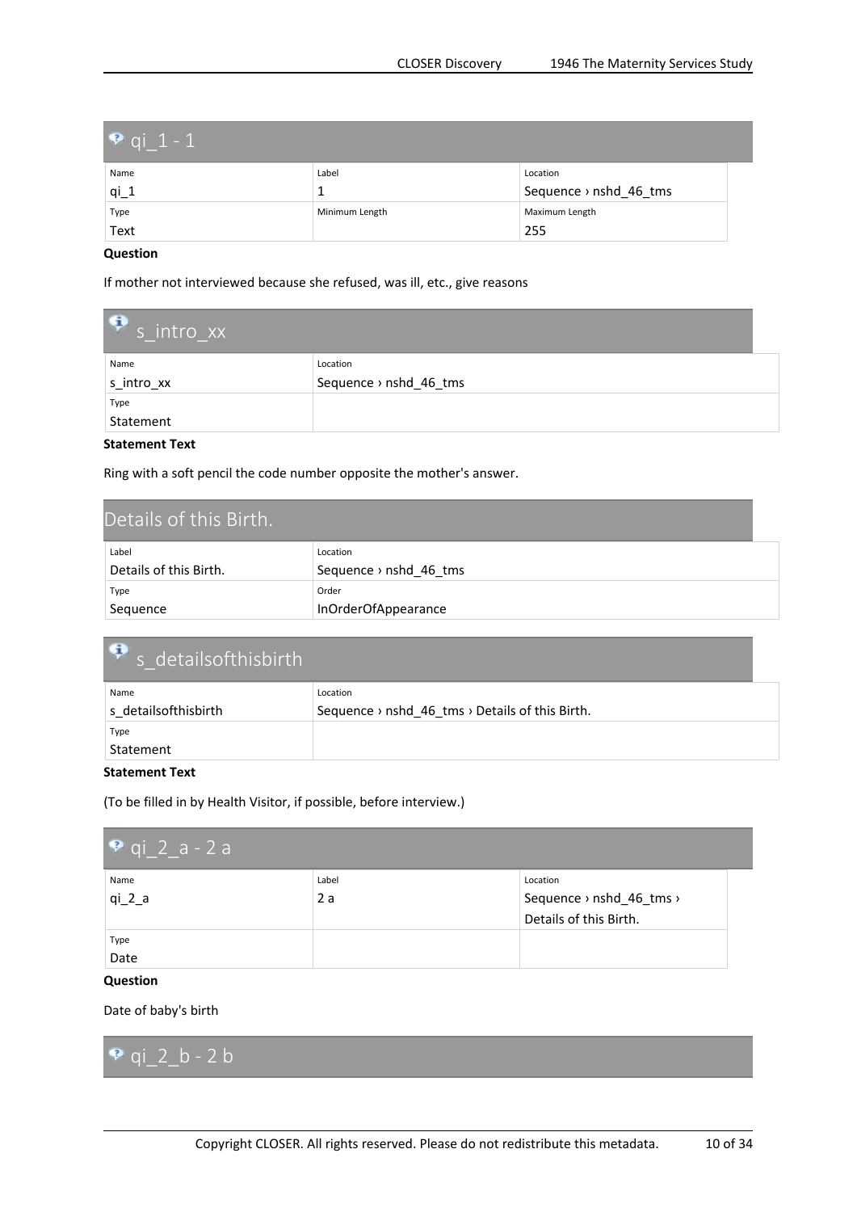## qi_1 - 1

| Name | Label | Location |
|---|---|---|
| qi_1 | 1 | Sequence › nshd_46_tms |
| **Type** | **Minimum Length** | **Maximum Length** |
| Text | | 255 |

**Question**

If mother not interviewed because she refused, was ill, etc., give reasons

## s_intro_xx

| Name | Location |
|---|---|
| s_intro_xx | Sequence › nshd_46_tms |
| **Type** | |
| Statement | |

**Statement Text**

Ring with a soft pencil the code number opposite the mother's answer.

## Details of this Birth.

| Label | Location |
|---|---|
| Details of this Birth. | Sequence › nshd_46_tms |
| **Type** | **Order** |
| Sequence | InOrderOfAppearance |

## s_detailsofthisbirth

| Name | Location |
|---|---|
| s_detailsofthisbirth | Sequence › nshd_46_tms › Details of this Birth. |
| **Type** | |
| Statement | |

**Statement Text**

(To be filled in by Health Visitor, if possible, before interview.)

## qi_2_a - 2 a

| Name | Label | Location |
|---|---|---|
| qi_2_a | 2 a | Sequence › nshd_46_tms › Details of this Birth. |
| **Type** | | |
| Date | | |

**Question**

Date of baby's birth

## qi_2_b - 2 b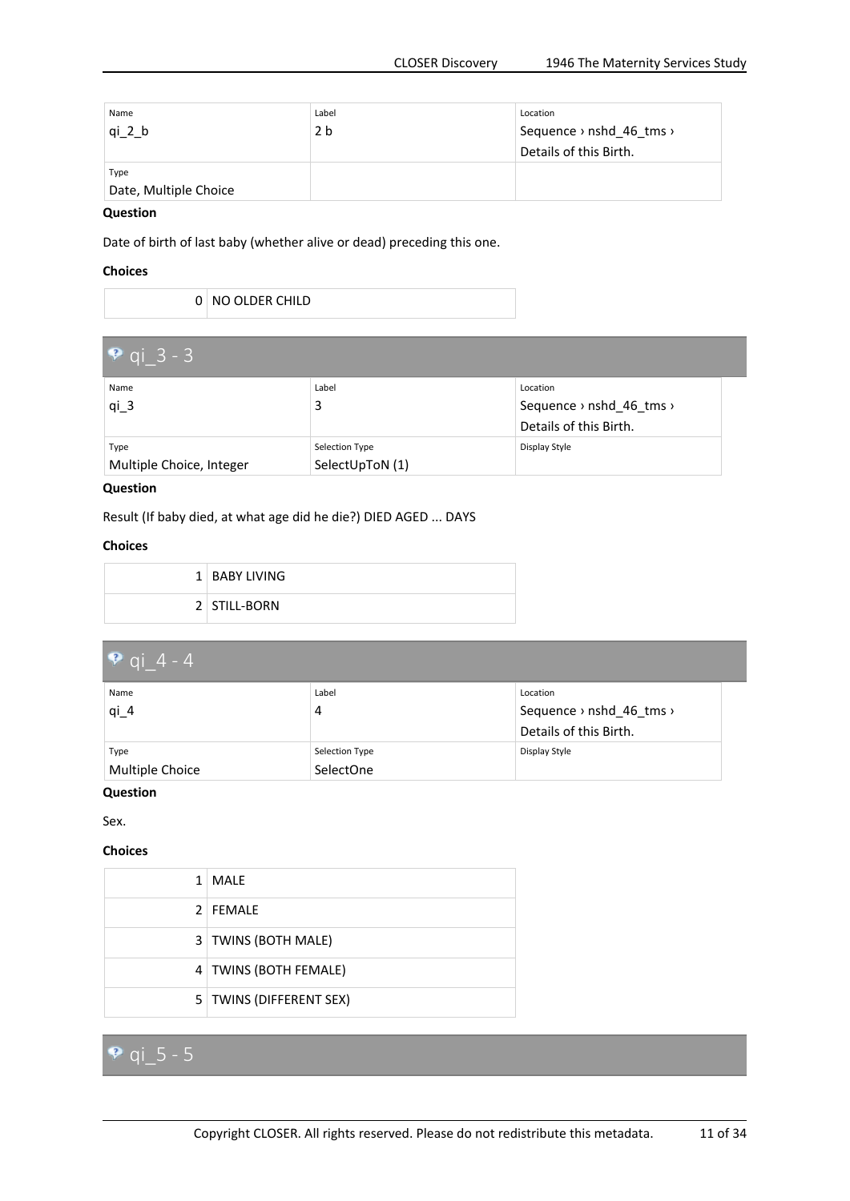| Name | Label | Location |
| --- | --- | --- |
| qi_2_b | 2 b | Sequence › nshd_46_tms › Details of this Birth. |
| Type | | |
| Date, Multiple Choice | | |

**Question**

Date of birth of last baby (whether alive or dead) preceding this one.

**Choices**

| | |
| --- | --- |
| 0 | NO OLDER CHILD |

## qi_3 - 3

| Name | Label | Location |
| --- | --- | --- |
| qi_3 | 3 | Sequence › nshd_46_tms › Details of this Birth. |
| Type | Selection Type | Display Style |
| Multiple Choice, Integer | SelectUpToN (1) | |

**Question**

Result (If baby died, at what age did he die?) DIED AGED ... DAYS

**Choices**

| | |
| --- | --- |
| 1 | BABY LIVING |
| 2 | STILL-BORN |

## qi_4 - 4

| Name | Label | Location |
| --- | --- | --- |
| qi_4 | 4 | Sequence › nshd_46_tms › Details of this Birth. |
| Type | Selection Type | Display Style |
| Multiple Choice | SelectOne | |

**Question**

Sex.

**Choices**

| | |
| --- | --- |
| 1 | MALE |
| 2 | FEMALE |
| 3 | TWINS (BOTH MALE) |
| 4 | TWINS (BOTH FEMALE) |
| 5 | TWINS (DIFFERENT SEX) |

## qi_5 - 5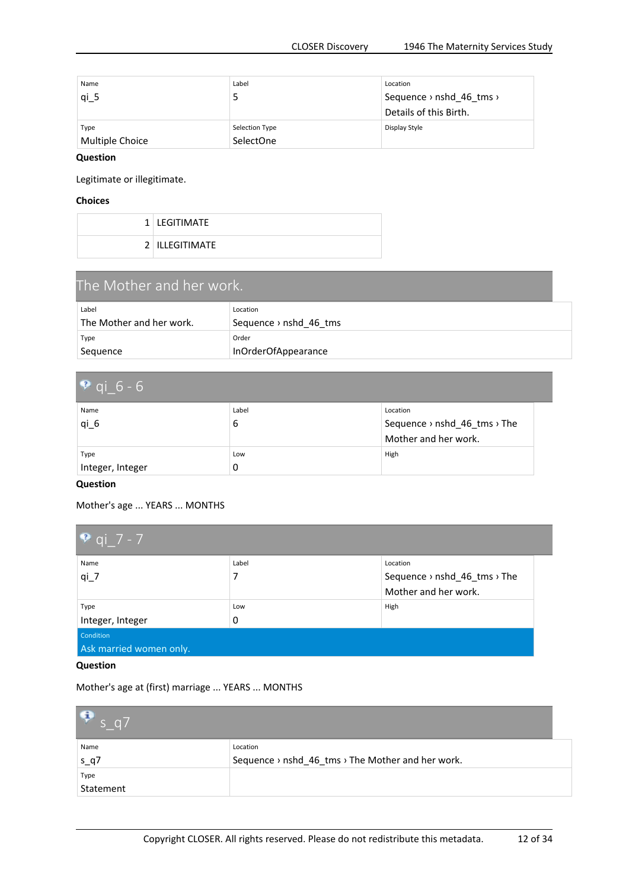| Name | Label | Location |
| --- | --- | --- |
| qi_5 | 5 | Sequence › nshd_46_tms › Details of this Birth. |
| **Type** | **Selection Type** | **Display Style** |
| Multiple Choice | SelectOne | |

**Question**

Legitimate or illegitimate.

**Choices**

| | |
| --- | --- |
| 1 | LEGITIMATE |
| 2 | ILLEGITIMATE |

## The Mother and her work.

| Label | Location |
| --- | --- |
| The Mother and her work. | Sequence › nshd_46_tms |
| **Type** | **Order** |
| Sequence | InOrderOfAppearance |

## qi_6 - 6

| Name | Label | Location |
| --- | --- | --- |
| qi_6 | 6 | Sequence › nshd_46_tms › The Mother and her work. |
| **Type** | **Low** | **High** |
| Integer, Integer | 0 | |

**Question**

Mother's age ... YEARS ... MONTHS

## qi_7 - 7

| Name | Label | Location |
| --- | --- | --- |
| qi_7 | 7 | Sequence › nshd_46_tms › The Mother and her work. |
| **Type** | **Low** | **High** |
| Integer, Integer | 0 | |
| **Condition** | | |
| Ask married women only. | | |

**Question**

Mother's age at (first) marriage ... YEARS ... MONTHS

## s_q7

| Name | Location |
| --- | --- |
| s_q7 | Sequence › nshd_46_tms › The Mother and her work. |
| **Type** | |
| Statement | |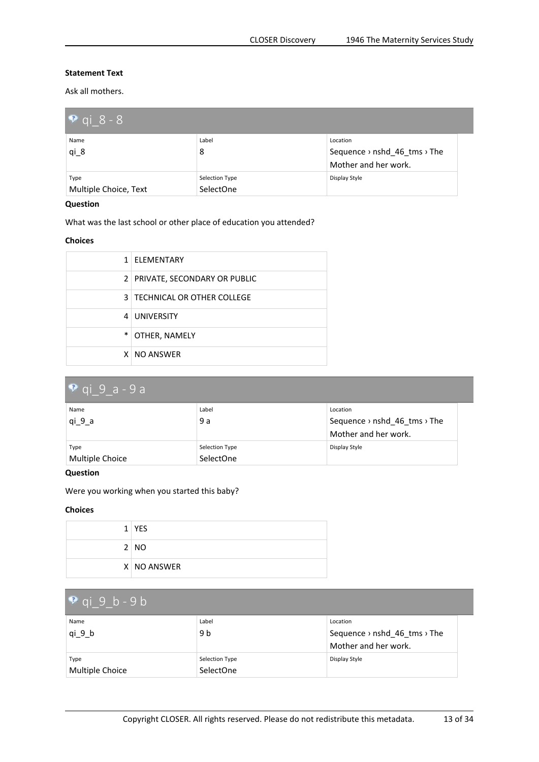**Statement Text**

Ask all mothers.

## qi_8 - 8

| Name | Label | Location |
| --- | --- | --- |
| qi_8 | 8 | Sequence › nshd_46_tms › The Mother and her work. |
| **Type** | **Selection Type** | **Display Style** |
| Multiple Choice, Text | SelectOne | |

**Question**

What was the last school or other place of education you attended?

**Choices**

| | |
| --- | --- |
| 1 | ELEMENTARY |
| 2 | PRIVATE, SECONDARY OR PUBLIC |
| 3 | TECHNICAL OR OTHER COLLEGE |
| 4 | UNIVERSITY |
| * | OTHER, NAMELY |
| X | NO ANSWER |

## qi_9_a - 9 a

| Name | Label | Location |
| --- | --- | --- |
| qi_9_a | 9 a | Sequence › nshd_46_tms › The Mother and her work. |
| **Type** | **Selection Type** | **Display Style** |
| Multiple Choice | SelectOne | |

**Question**

Were you working when you started this baby?

**Choices**

| | |
| --- | --- |
| 1 | YES |
| 2 | NO |
| X | NO ANSWER |

## qi_9_b - 9 b

| Name | Label | Location |
| --- | --- | --- |
| qi_9_b | 9 b | Sequence › nshd_46_tms › The Mother and her work. |
| **Type** | **Selection Type** | **Display Style** |
| Multiple Choice | SelectOne | |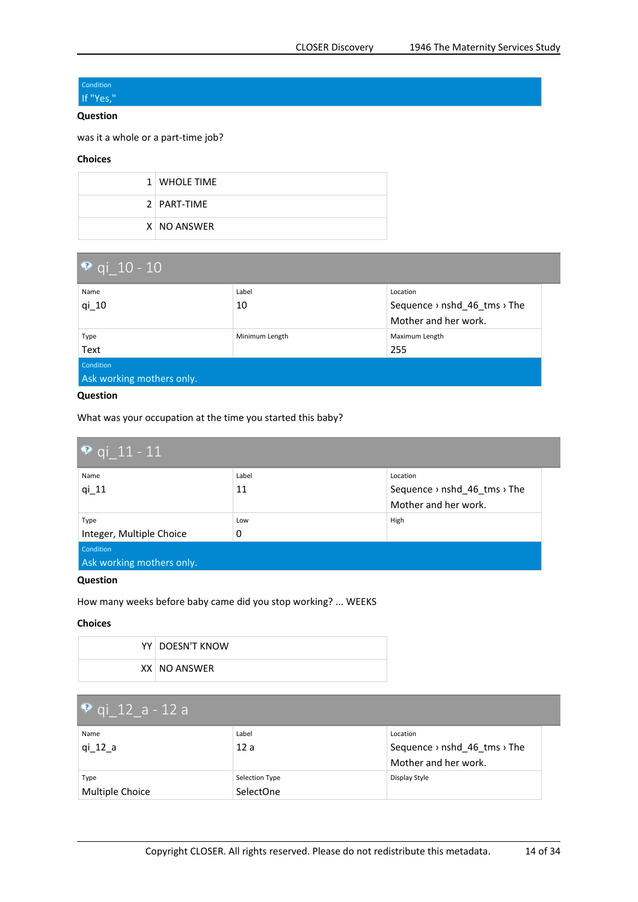Condition
If "Yes,"

**Question**

was it a whole or a part-time job?

**Choices**

| | |
|---|---|
| 1 | WHOLE TIME |
| 2 | PART-TIME |
| X | NO ANSWER |

## qi_10 - 10

| Name | Label | Location |
|---|---|---|
| qi_10 | 10 | Sequence › nshd_46_tms › The Mother and her work. |
| **Type** | **Minimum Length** | **Maximum Length** |
| Text | | 255 |

Condition
Ask working mothers only.

**Question**

What was your occupation at the time you started this baby?

## qi_11 - 11

| Name | Label | Location |
|---|---|---|
| qi_11 | 11 | Sequence › nshd_46_tms › The Mother and her work. |
| **Type** | **Low** | **High** |
| Integer, Multiple Choice | 0 | |

Condition
Ask working mothers only.

**Question**

How many weeks before baby came did you stop working? ... WEEKS

**Choices**

| | |
|---|---|
| YY | DOESN'T KNOW |
| XX | NO ANSWER |

## qi_12_a - 12 a

| Name | Label | Location |
|---|---|---|
| qi_12_a | 12 a | Sequence › nshd_46_tms › The Mother and her work. |
| **Type** | **Selection Type** | **Display Style** |
| Multiple Choice | SelectOne | |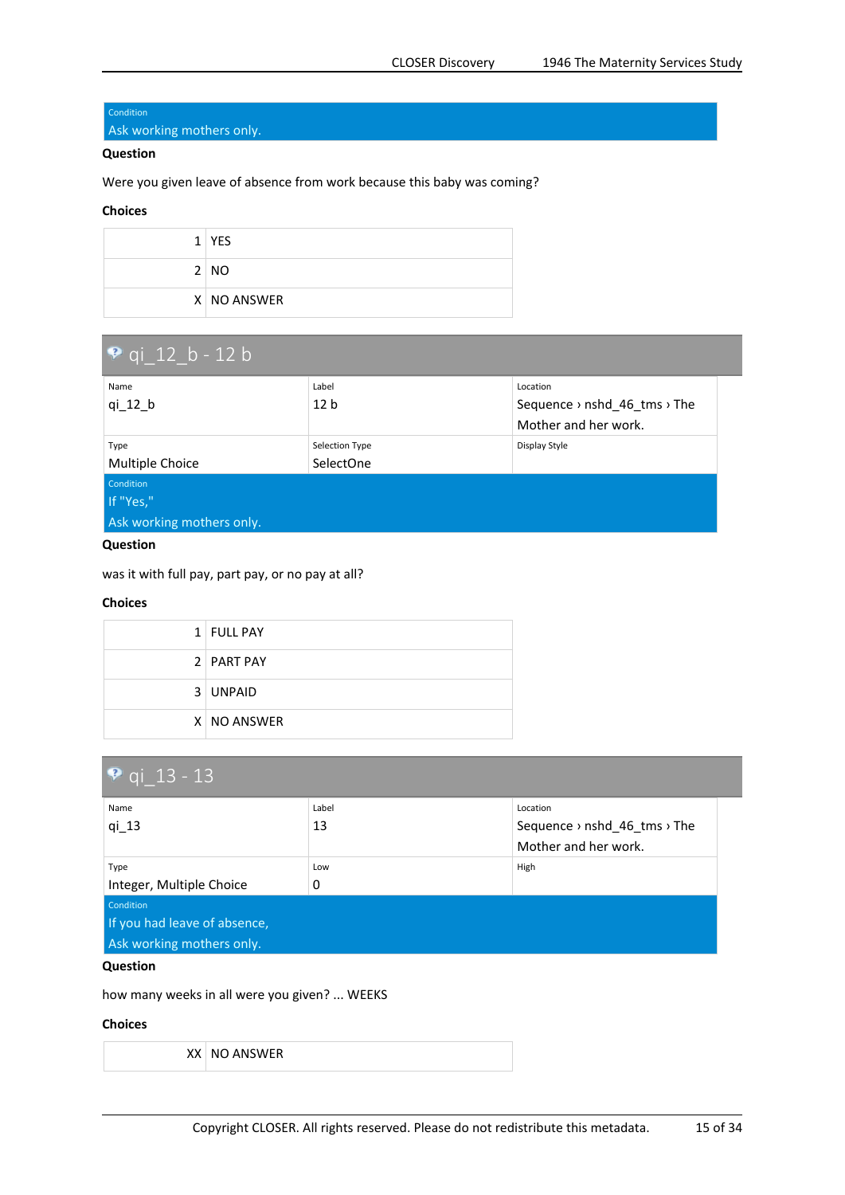Condition
Ask working mothers only.

**Question**

Were you given leave of absence from work because this baby was coming?

**Choices**

| | |
|---|---|
| 1 | YES |
| 2 | NO |
| X | NO ANSWER |

## qi_12_b - 12 b

| Name | Label | Location |
|---|---|---|
| qi_12_b | 12 b | Sequence › nshd_46_tms › The Mother and her work. |
| **Type** | **Selection Type** | **Display Style** |
| Multiple Choice | SelectOne | |

Condition
If "Yes,"
Ask working mothers only.

**Question**

was it with full pay, part pay, or no pay at all?

**Choices**

| | |
|---|---|
| 1 | FULL PAY |
| 2 | PART PAY |
| 3 | UNPAID |
| X | NO ANSWER |

## qi_13 - 13

| Name | Label | Location |
|---|---|---|
| qi_13 | 13 | Sequence › nshd_46_tms › The Mother and her work. |
| **Type** | **Low** | **High** |
| Integer, Multiple Choice | 0 | |

Condition
If you had leave of absence,
Ask working mothers only.

**Question**

how many weeks in all were you given? ... WEEKS

**Choices**

| | |
|---|---|
| XX | NO ANSWER |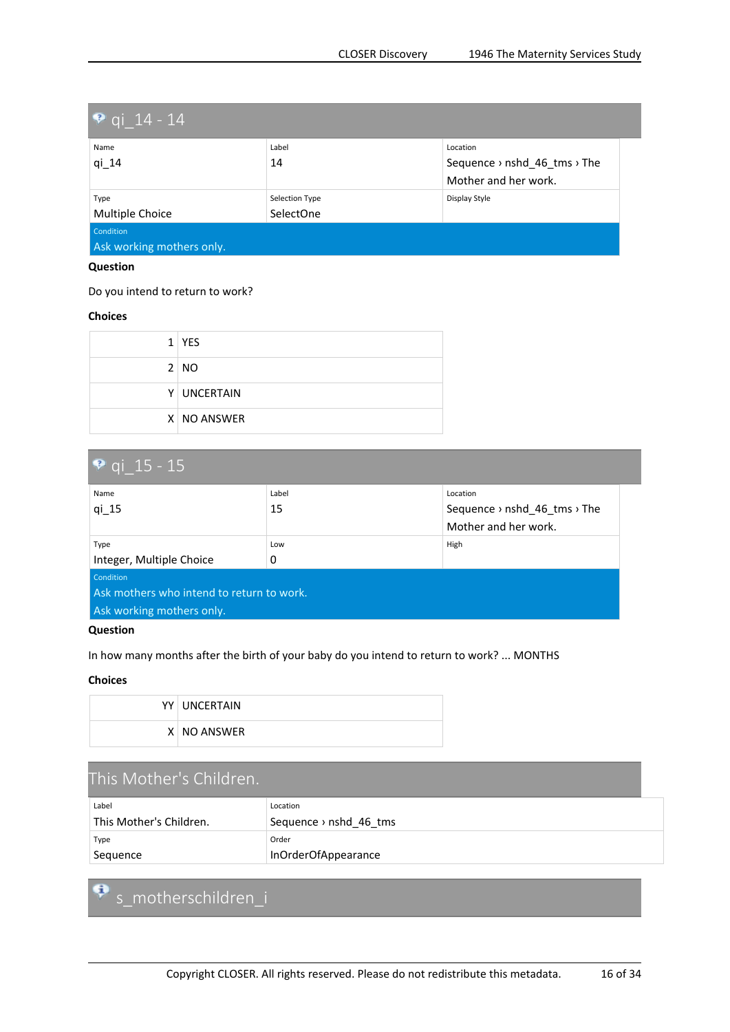## qi_14 - 14

| Name | Label | Location |
| --- | --- | --- |
| qi_14 | 14 | Sequence › nshd_46_tms › The Mother and her work. |

| Type | Selection Type | Display Style |
| --- | --- | --- |
| Multiple Choice | SelectOne | |

Condition
Ask working mothers only.

**Question**

Do you intend to return to work?

**Choices**

| | |
| --- | --- |
| 1 | YES |
| 2 | NO |
| Y | UNCERTAIN |
| X | NO ANSWER |

## qi_15 - 15

| Name | Label | Location |
| --- | --- | --- |
| qi_15 | 15 | Sequence › nshd_46_tms › The Mother and her work. |

| Type | Low | High |
| --- | --- | --- |
| Integer, Multiple Choice | 0 | |

Condition
Ask mothers who intend to return to work.
Ask working mothers only.

**Question**

In how many months after the birth of your baby do you intend to return to work? ... MONTHS

**Choices**

| | |
| --- | --- |
| YY | UNCERTAIN |
| X | NO ANSWER |

## This Mother's Children.

| Label | Location |
| --- | --- |
| This Mother's Children. | Sequence › nshd_46_tms |

| Type | Order |
| --- | --- |
| Sequence | InOrderOfAppearance |

## s_motherschildren_i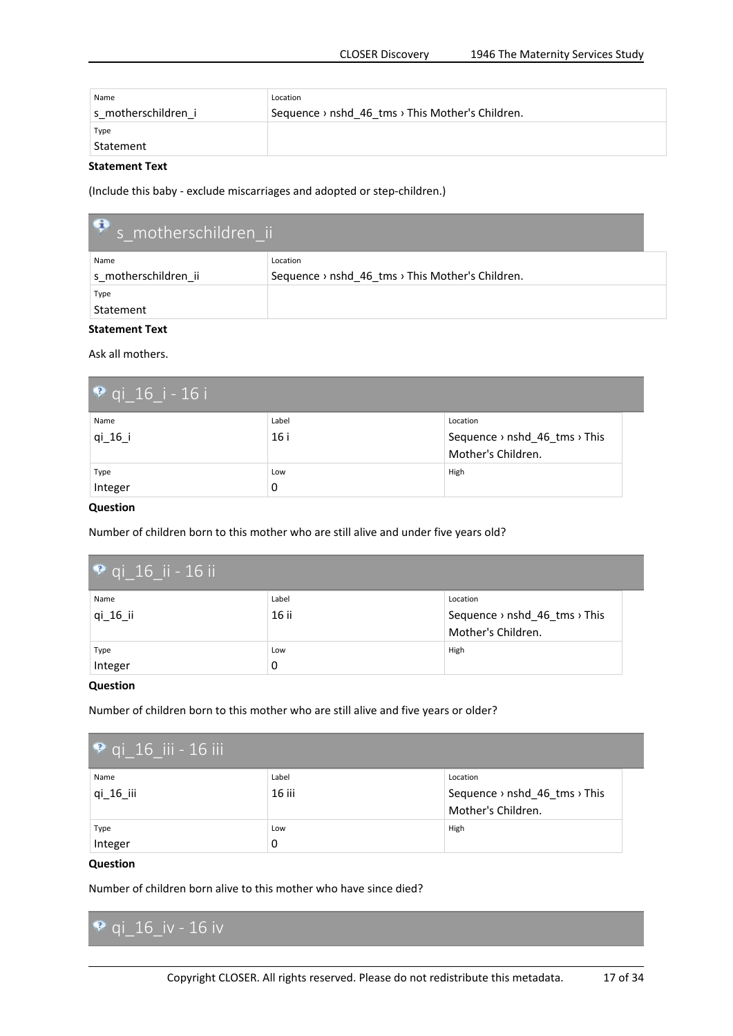| Name | Location |
| --- | --- |
| s_motherschildren_i | Sequence › nshd_46_tms › This Mother's Children. |
| Type | |
| Statement | |

**Statement Text**

(Include this baby - exclude miscarriages and adopted or step-children.)

## s_motherschildren_ii

| Name | Location |
| --- | --- |
| s_motherschildren_ii | Sequence › nshd_46_tms › This Mother's Children. |
| Type | |
| Statement | |

**Statement Text**

Ask all mothers.

## qi_16_i - 16 i

| Name | Label | Location |
| --- | --- | --- |
| qi_16_i | 16 i | Sequence › nshd_46_tms › This Mother's Children. |
| Type | Low | High |
| Integer | 0 | |

**Question**

Number of children born to this mother who are still alive and under five years old?

## qi_16_ii - 16 ii

| Name | Label | Location |
| --- | --- | --- |
| qi_16_ii | 16 ii | Sequence › nshd_46_tms › This Mother's Children. |
| Type | Low | High |
| Integer | 0 | |

**Question**

Number of children born to this mother who are still alive and five years or older?

## qi_16_iii - 16 iii

| Name | Label | Location |
| --- | --- | --- |
| qi_16_iii | 16 iii | Sequence › nshd_46_tms › This Mother's Children. |
| Type | Low | High |
| Integer | 0 | |

**Question**

Number of children born alive to this mother who have since died?

## qi_16_iv - 16 iv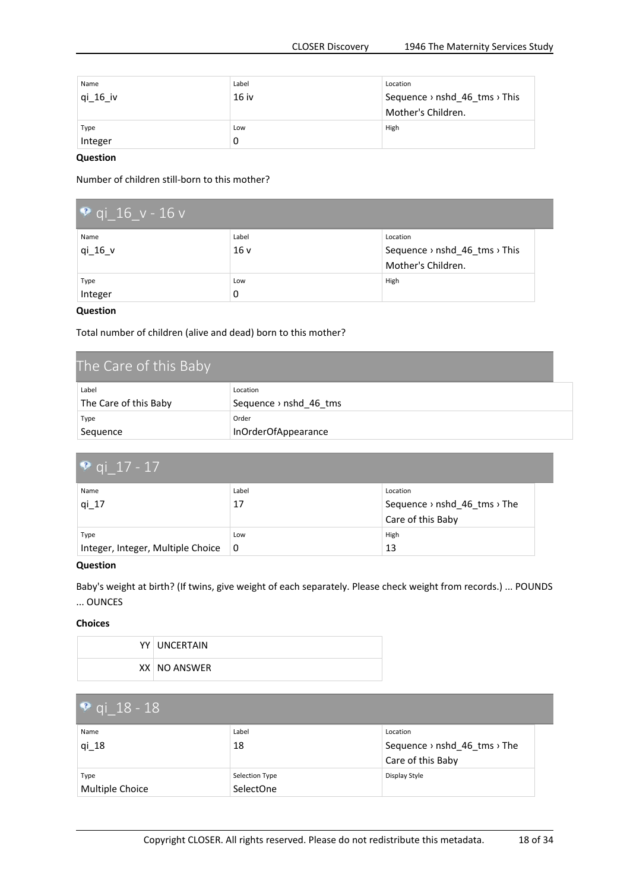| Name | Label | Location |
|---|---|---|
| qi_16_iv | 16 iv | Sequence › nshd_46_tms › This Mother's Children. |
| **Type** | **Low** | **High** |
| Integer | 0 | |

**Question**

Number of children still-born to this mother?

## qi_16_v - 16 v

| Name | Label | Location |
|---|---|---|
| qi_16_v | 16 v | Sequence › nshd_46_tms › This Mother's Children. |
| **Type** | **Low** | **High** |
| Integer | 0 | |

**Question**

Total number of children (alive and dead) born to this mother?

## The Care of this Baby

| Label | Location |
|---|---|
| The Care of this Baby | Sequence › nshd_46_tms |
| **Type** | **Order** |
| Sequence | InOrderOfAppearance |

## qi_17 - 17

| Name | Label | Location |
|---|---|---|
| qi_17 | 17 | Sequence › nshd_46_tms › The Care of this Baby |
| **Type** | **Low** | **High** |
| Integer, Integer, Multiple Choice | 0 | 13 |

**Question**

Baby's weight at birth? (If twins, give weight of each separately. Please check weight from records.) ... POUNDS ... OUNCES

**Choices**

| | |
|---|---|
| YY | UNCERTAIN |
| XX | NO ANSWER |

## qi_18 - 18

| Name | Label | Location |
|---|---|---|
| qi_18 | 18 | Sequence › nshd_46_tms › The Care of this Baby |
| **Type** | **Selection Type** | **Display Style** |
| Multiple Choice | SelectOne | |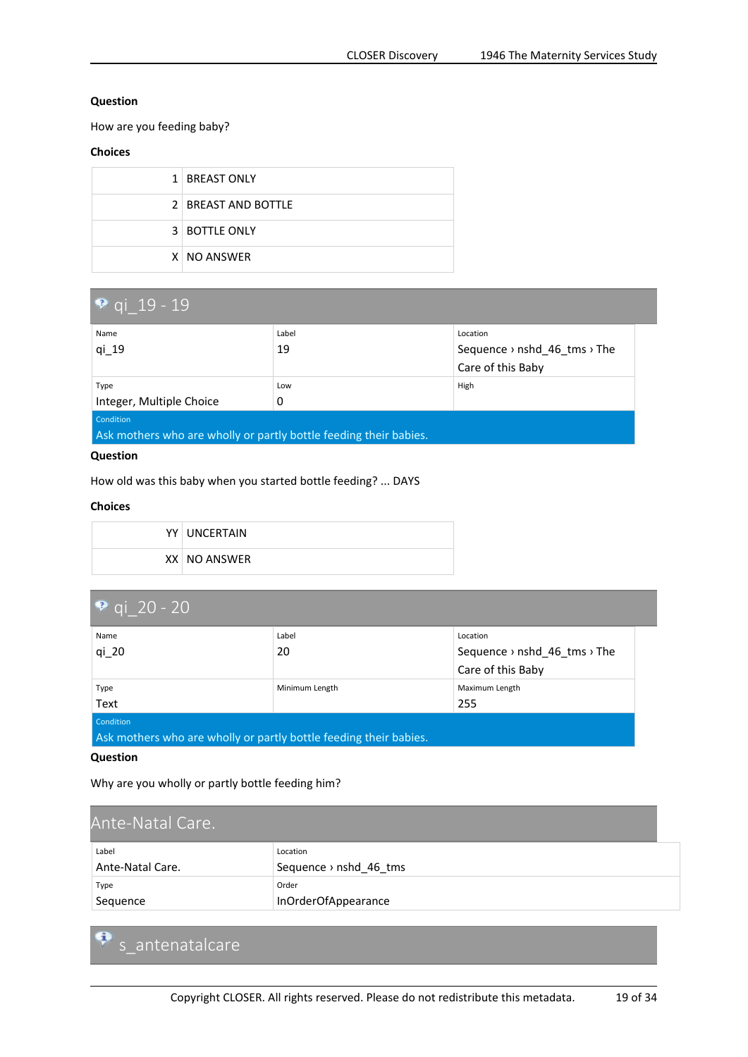**Question**

How are you feeding baby?

**Choices**

| | |
|---|---|
| 1 | BREAST ONLY |
| 2 | BREAST AND BOTTLE |
| 3 | BOTTLE ONLY |
| X | NO ANSWER |

## qi_19 - 19

| Name | Label | Location |
|---|---|---|
| qi_19 | 19 | Sequence › nshd_46_tms › The Care of this Baby |
| **Type** | **Low** | **High** |
| Integer, Multiple Choice | 0 | |

**Condition**

Ask mothers who are wholly or partly bottle feeding their babies.

**Question**

How old was this baby when you started bottle feeding? ... DAYS

**Choices**

| | |
|---|---|
| YY | UNCERTAIN |
| XX | NO ANSWER |

## qi_20 - 20

| Name | Label | Location |
|---|---|---|
| qi_20 | 20 | Sequence › nshd_46_tms › The Care of this Baby |
| **Type** | **Minimum Length** | **Maximum Length** |
| Text | | 255 |

**Condition**

Ask mothers who are wholly or partly bottle feeding their babies.

**Question**

Why are you wholly or partly bottle feeding him?

## Ante-Natal Care.

| Label | Location |
|---|---|
| Ante-Natal Care. | Sequence › nshd_46_tms |
| **Type** | **Order** |
| Sequence | InOrderOfAppearance |

## s_antenatalcare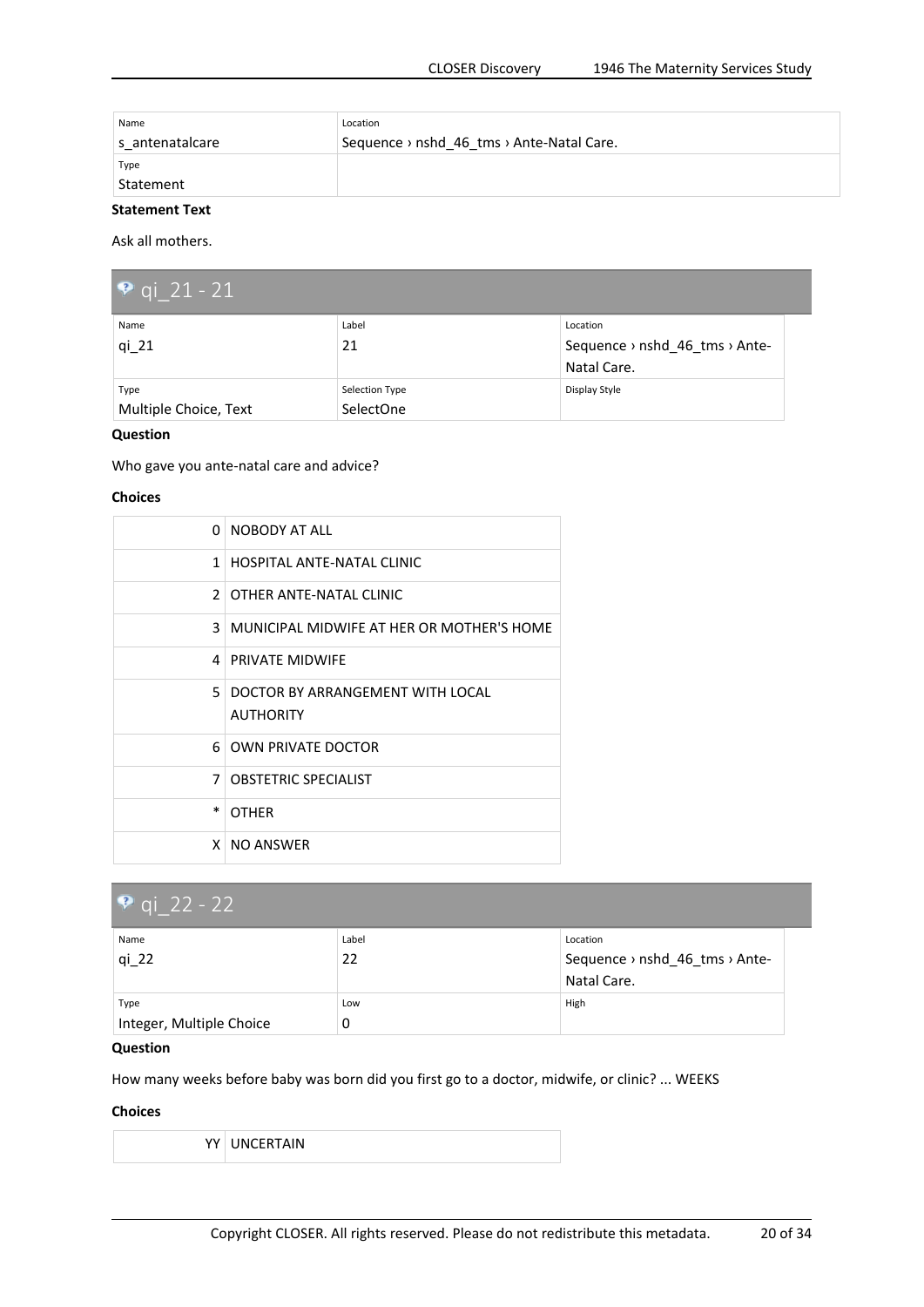| Name | Location |
|---|---|
| s_antenatalcare | Sequence › nshd_46_tms › Ante-Natal Care. |
| **Type** | |
| Statement | |

**Statement Text**

Ask all mothers.

## qi_21 - 21

| Name | Label | Location |
|---|---|---|
| qi_21 | 21 | Sequence › nshd_46_tms › Ante-Natal Care. |
| **Type** | **Selection Type** | **Display Style** |
| Multiple Choice, Text | SelectOne | |

**Question**

Who gave you ante-natal care and advice?

**Choices**

| | |
|---|---|
| 0 | NOBODY AT ALL |
| 1 | HOSPITAL ANTE-NATAL CLINIC |
| 2 | OTHER ANTE-NATAL CLINIC |
| 3 | MUNICIPAL MIDWIFE AT HER OR MOTHER'S HOME |
| 4 | PRIVATE MIDWIFE |
| 5 | DOCTOR BY ARRANGEMENT WITH LOCAL AUTHORITY |
| 6 | OWN PRIVATE DOCTOR |
| 7 | OBSTETRIC SPECIALIST |
| * | OTHER |
| X | NO ANSWER |

## qi_22 - 22

| Name | Label | Location |
|---|---|---|
| qi_22 | 22 | Sequence › nshd_46_tms › Ante-Natal Care. |
| **Type** | **Low** | **High** |
| Integer, Multiple Choice | 0 | |

**Question**

How many weeks before baby was born did you first go to a doctor, midwife, or clinic? ... WEEKS

**Choices**

| | |
|---|---|
| YY | UNCERTAIN |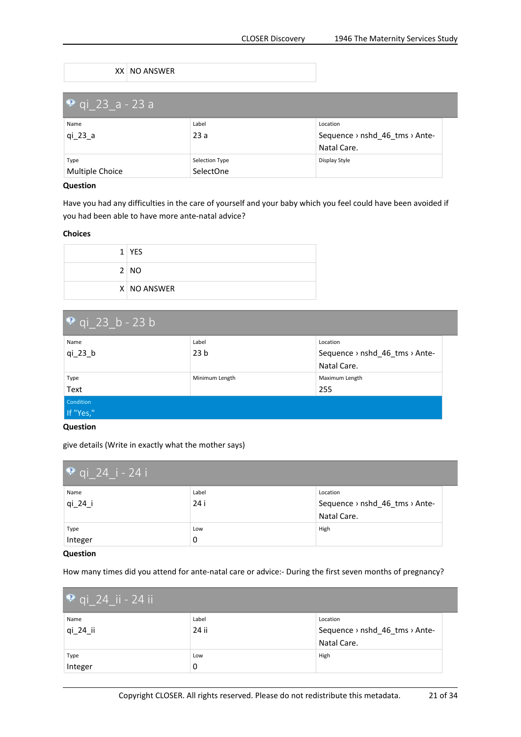| XX | NO ANSWER |
|---|---|

## qi_23_a - 23 a

| Name | Label | Location |
|---|---|---|
| qi_23_a | 23 a | Sequence › nshd_46_tms › Ante-Natal Care. |
| **Type** | **Selection Type** | **Display Style** |
| Multiple Choice | SelectOne | |

**Question**

Have you had any difficulties in the care of yourself and your baby which you feel could have been avoided if you had been able to have more ante-natal advice?

**Choices**

| 1 | YES |
|---|---|
| 2 | NO |
| X | NO ANSWER |

## qi_23_b - 23 b

| Name | Label | Location |
|---|---|---|
| qi_23_b | 23 b | Sequence › nshd_46_tms › Ante-Natal Care. |
| **Type** | **Minimum Length** | **Maximum Length** |
| Text | | 255 |

Condition
If "Yes,"

**Question**

give details (Write in exactly what the mother says)

## qi_24_i - 24 i

| Name | Label | Location |
|---|---|---|
| qi_24_i | 24 i | Sequence › nshd_46_tms › Ante-Natal Care. |
| **Type** | **Low** | **High** |
| Integer | 0 | |

**Question**

How many times did you attend for ante-natal care or advice:- During the first seven months of pregnancy?

## qi_24_ii - 24 ii

| Name | Label | Location |
|---|---|---|
| qi_24_ii | 24 ii | Sequence › nshd_46_tms › Ante-Natal Care. |
| **Type** | **Low** | **High** |
| Integer | 0 | |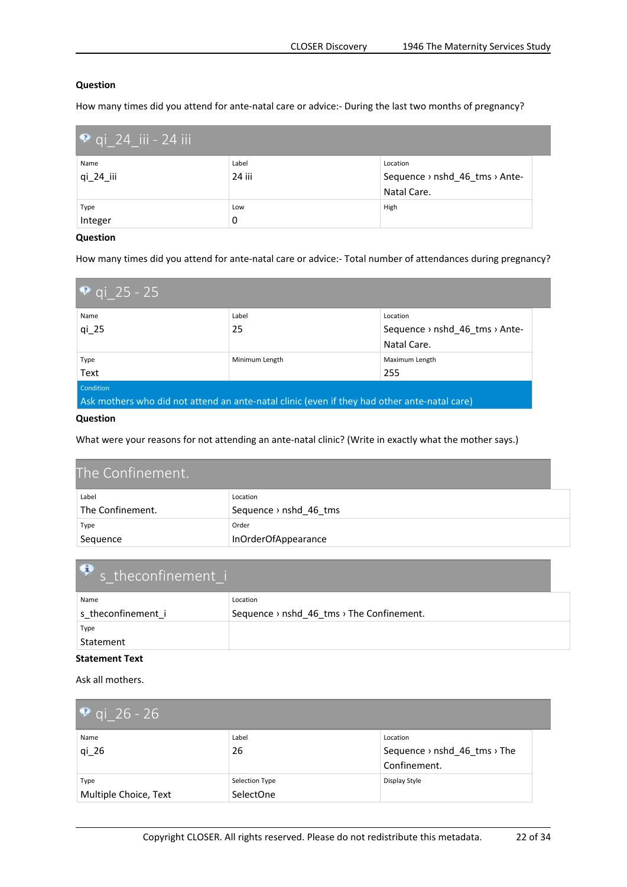**Question**

How many times did you attend for ante-natal care or advice:- During the last two months of pregnancy?

## qi_24_iii - 24 iii

| Name | Label | Location |
|---|---|---|
| qi_24_iii | 24 iii | Sequence › nshd_46_tms › Ante-Natal Care. |
| **Type** | **Low** | **High** |
| Integer | 0 | |

**Question**

How many times did you attend for ante-natal care or advice:- Total number of attendances during pregnancy?

## qi_25 - 25

| Name | Label | Location |
|---|---|---|
| qi_25 | 25 | Sequence › nshd_46_tms › Ante-Natal Care. |
| **Type** | **Minimum Length** | **Maximum Length** |
| Text | | 255 |

**Condition**

Ask mothers who did not attend an ante-natal clinic (even if they had other ante-natal care)

**Question**

What were your reasons for not attending an ante-natal clinic? (Write in exactly what the mother says.)

## The Confinement.

| Label | Location |
|---|---|
| The Confinement. | Sequence › nshd_46_tms |
| **Type** | **Order** |
| Sequence | InOrderOfAppearance |

## s_theconfinement_i

| Name | Location |
|---|---|
| s_theconfinement_i | Sequence › nshd_46_tms › The Confinement. |
| **Type** | |
| Statement | |

**Statement Text**

Ask all mothers.

## qi_26 - 26

| Name | Label | Location |
|---|---|---|
| qi_26 | 26 | Sequence › nshd_46_tms › The Confinement. |
| **Type** | **Selection Type** | **Display Style** |
| Multiple Choice, Text | SelectOne | |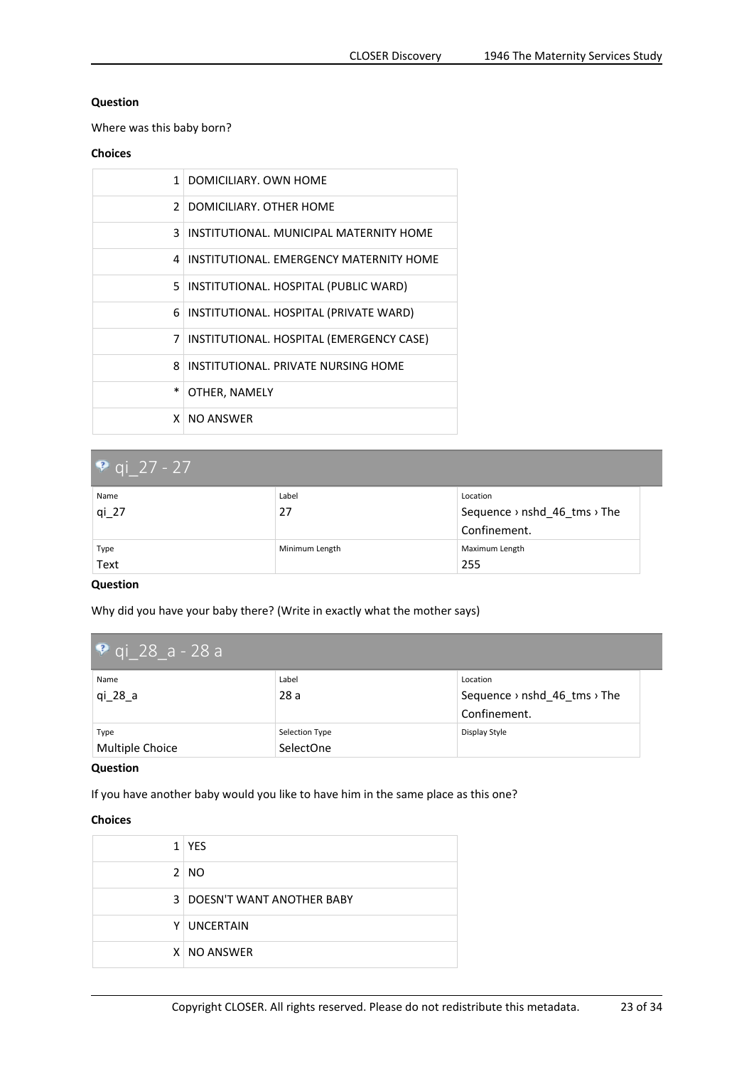**Question**

Where was this baby born?

**Choices**

| | |
|---|---|
| 1 | DOMICILIARY. OWN HOME |
| 2 | DOMICILIARY. OTHER HOME |
| 3 | INSTITUTIONAL. MUNICIPAL MATERNITY HOME |
| 4 | INSTITUTIONAL. EMERGENCY MATERNITY HOME |
| 5 | INSTITUTIONAL. HOSPITAL (PUBLIC WARD) |
| 6 | INSTITUTIONAL. HOSPITAL (PRIVATE WARD) |
| 7 | INSTITUTIONAL. HOSPITAL (EMERGENCY CASE) |
| 8 | INSTITUTIONAL. PRIVATE NURSING HOME |
| * | OTHER, NAMELY |
| X | NO ANSWER |

## qi_27 - 27

| Name | Label | Location |
|---|---|---|
| qi_27 | 27 | Sequence › nshd_46_tms › The Confinement. |
| **Type** | **Minimum Length** | **Maximum Length** |
| Text | | 255 |

**Question**

Why did you have your baby there? (Write in exactly what the mother says)

## qi_28_a - 28 a

| Name | Label | Location |
|---|---|---|
| qi_28_a | 28 a | Sequence › nshd_46_tms › The Confinement. |
| **Type** | **Selection Type** | **Display Style** |
| Multiple Choice | SelectOne | |

**Question**

If you have another baby would you like to have him in the same place as this one?

**Choices**

| | |
|---|---|
| 1 | YES |
| 2 | NO |
| 3 | DOESN'T WANT ANOTHER BABY |
| Y | UNCERTAIN |
| X | NO ANSWER |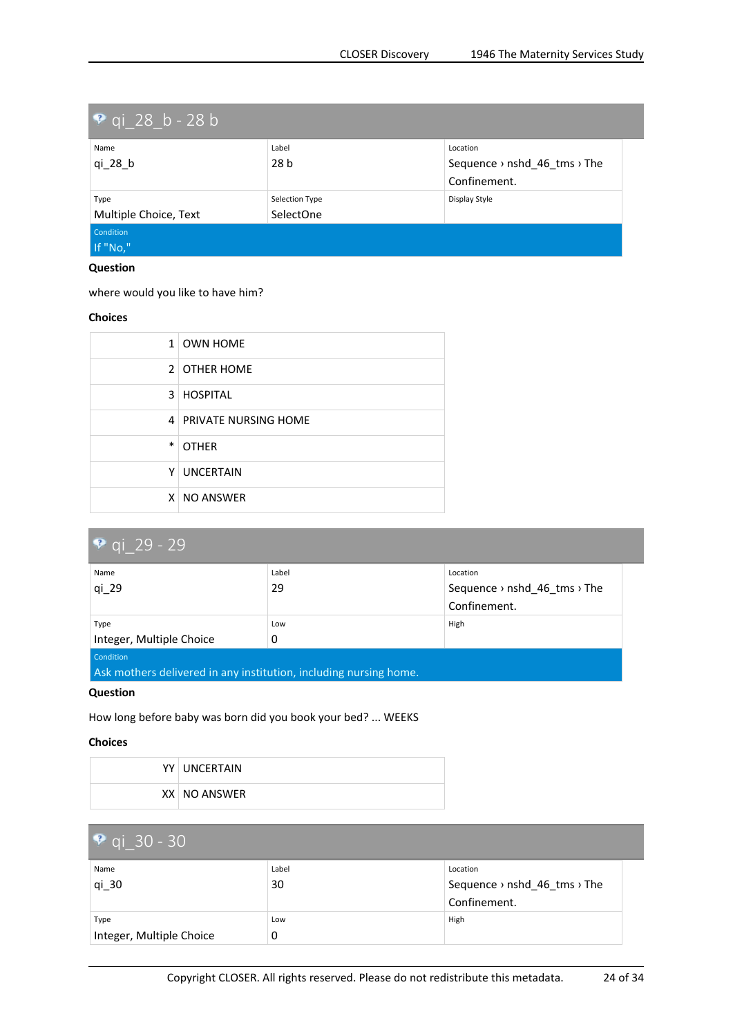## qi_28_b - 28 b

| Name | Label | Location |
|---|---|---|
| qi_28_b | 28 b | Sequence › nshd_46_tms › The Confinement. |
| **Type** | **Selection Type** | **Display Style** |
| Multiple Choice, Text | SelectOne | |

Condition
If "No,"

**Question**

where would you like to have him?

**Choices**

| | |
|---|---|
| 1 | OWN HOME |
| 2 | OTHER HOME |
| 3 | HOSPITAL |
| 4 | PRIVATE NURSING HOME |
| * | OTHER |
| Y | UNCERTAIN |
| X | NO ANSWER |

## qi_29 - 29

| Name | Label | Location |
|---|---|---|
| qi_29 | 29 | Sequence › nshd_46_tms › The Confinement. |
| **Type** | **Low** | **High** |
| Integer, Multiple Choice | 0 | |

Condition
Ask mothers delivered in any institution, including nursing home.

**Question**

How long before baby was born did you book your bed? ... WEEKS

**Choices**

| | |
|---|---|
| YY | UNCERTAIN |
| XX | NO ANSWER |

## qi_30 - 30

| Name | Label | Location |
|---|---|---|
| qi_30 | 30 | Sequence › nshd_46_tms › The Confinement. |
| **Type** | **Low** | **High** |
| Integer, Multiple Choice | 0 | |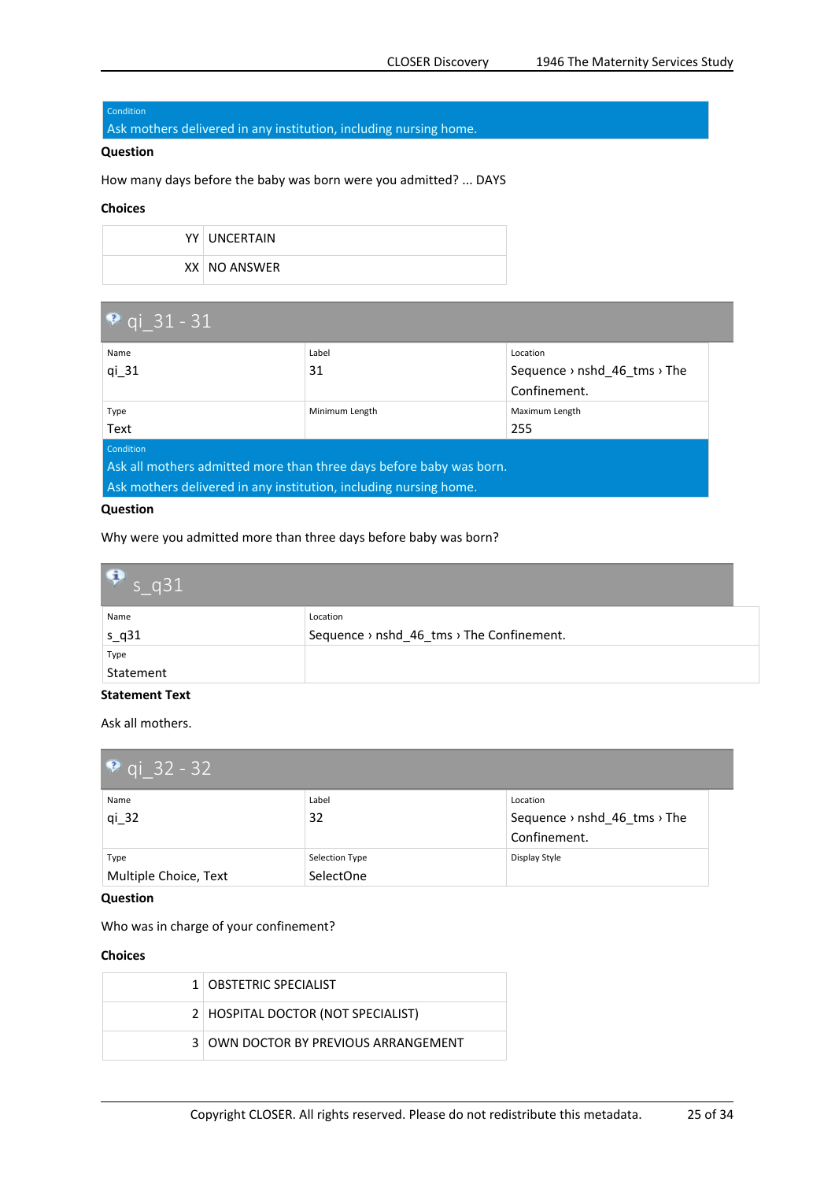Condition

Ask mothers delivered in any institution, including nursing home.

**Question**

How many days before the baby was born were you admitted? ... DAYS

**Choices**

| | |
|---|---|
| YY | UNCERTAIN |
| XX | NO ANSWER |

## qi_31 - 31

| Name | Label | Location |
|---|---|---|
| qi_31 | 31 | Sequence › nshd_46_tms › The Confinement. |
| **Type** | **Minimum Length** | **Maximum Length** |
| Text | | 255 |

Condition

Ask all mothers admitted more than three days before baby was born.

Ask mothers delivered in any institution, including nursing home.

**Question**

Why were you admitted more than three days before baby was born?

## s_q31

| Name | Location |
|---|---|
| s_q31 | Sequence › nshd_46_tms › The Confinement. |
| **Type** | |
| Statement | |

**Statement Text**

Ask all mothers.

## qi_32 - 32

| Name | Label | Location |
|---|---|---|
| qi_32 | 32 | Sequence › nshd_46_tms › The Confinement. |
| **Type** | **Selection Type** | **Display Style** |
| Multiple Choice, Text | SelectOne | |

**Question**

Who was in charge of your confinement?

**Choices**

| | |
|---|---|
| 1 | OBSTETRIC SPECIALIST |
| 2 | HOSPITAL DOCTOR (NOT SPECIALIST) |
| 3 | OWN DOCTOR BY PREVIOUS ARRANGEMENT |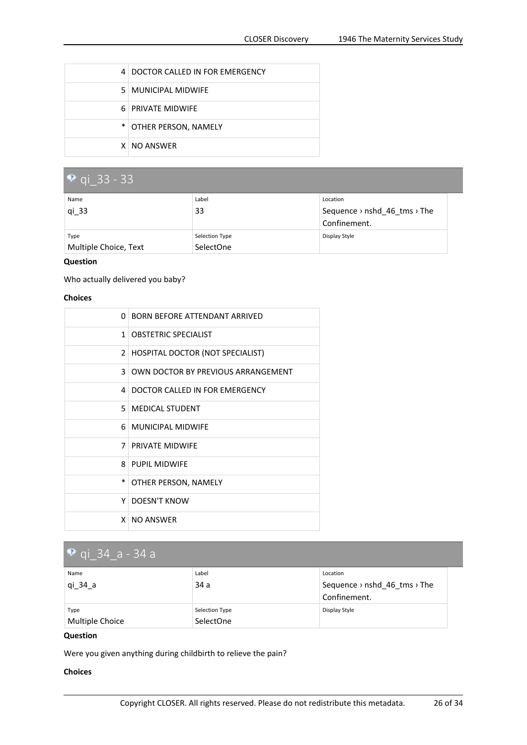| | |
|---|---|
| 4 | DOCTOR CALLED IN FOR EMERGENCY |
| 5 | MUNICIPAL MIDWIFE |
| 6 | PRIVATE MIDWIFE |
| * | OTHER PERSON, NAMELY |
| X | NO ANSWER |

## qi_33 - 33

| Name | Label | Location |
|---|---|---|
| qi_33 | 33 | Sequence › nshd_46_tms › The Confinement. |
| **Type** | **Selection Type** | **Display Style** |
| Multiple Choice, Text | SelectOne | |

**Question**

Who actually delivered you baby?

**Choices**

| | |
|---|---|
| 0 | BORN BEFORE ATTENDANT ARRIVED |
| 1 | OBSTETRIC SPECIALIST |
| 2 | HOSPITAL DOCTOR (NOT SPECIALIST) |
| 3 | OWN DOCTOR BY PREVIOUS ARRANGEMENT |
| 4 | DOCTOR CALLED IN FOR EMERGENCY |
| 5 | MEDICAL STUDENT |
| 6 | MUNICIPAL MIDWIFE |
| 7 | PRIVATE MIDWIFE |
| 8 | PUPIL MIDWIFE |
| * | OTHER PERSON, NAMELY |
| Y | DOESN'T KNOW |
| X | NO ANSWER |

## qi_34_a - 34 a

| Name | Label | Location |
|---|---|---|
| qi_34_a | 34 a | Sequence › nshd_46_tms › The Confinement. |
| **Type** | **Selection Type** | **Display Style** |
| Multiple Choice | SelectOne | |

**Question**

Were you given anything during childbirth to relieve the pain?

**Choices**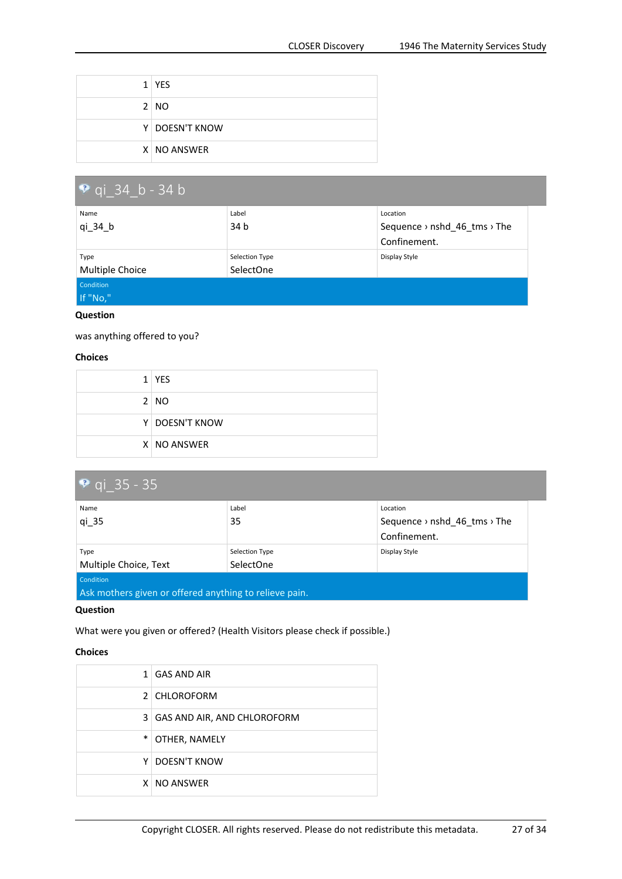| | |
|---|---|
| 1 | YES |
| 2 | NO |
| Y | DOESN'T KNOW |
| X | NO ANSWER |

## qi_34_b - 34 b

| Name | Label | Location |
|---|---|---|
| qi_34_b | 34 b | Sequence › nshd_46_tms › The Confinement. |
| **Type** | **Selection Type** | **Display Style** |
| Multiple Choice | SelectOne | |

**Condition**
If "No,"

**Question**

was anything offered to you?

**Choices**

| | |
|---|---|
| 1 | YES |
| 2 | NO |
| Y | DOESN'T KNOW |
| X | NO ANSWER |

## qi_35 - 35

| Name | Label | Location |
|---|---|---|
| qi_35 | 35 | Sequence › nshd_46_tms › The Confinement. |
| **Type** | **Selection Type** | **Display Style** |
| Multiple Choice, Text | SelectOne | |

**Condition**
Ask mothers given or offered anything to relieve pain.

**Question**

What were you given or offered? (Health Visitors please check if possible.)

**Choices**

| | |
|---|---|
| 1 | GAS AND AIR |
| 2 | CHLOROFORM |
| 3 | GAS AND AIR, AND CHLOROFORM |
| * | OTHER, NAMELY |
| Y | DOESN'T KNOW |
| X | NO ANSWER |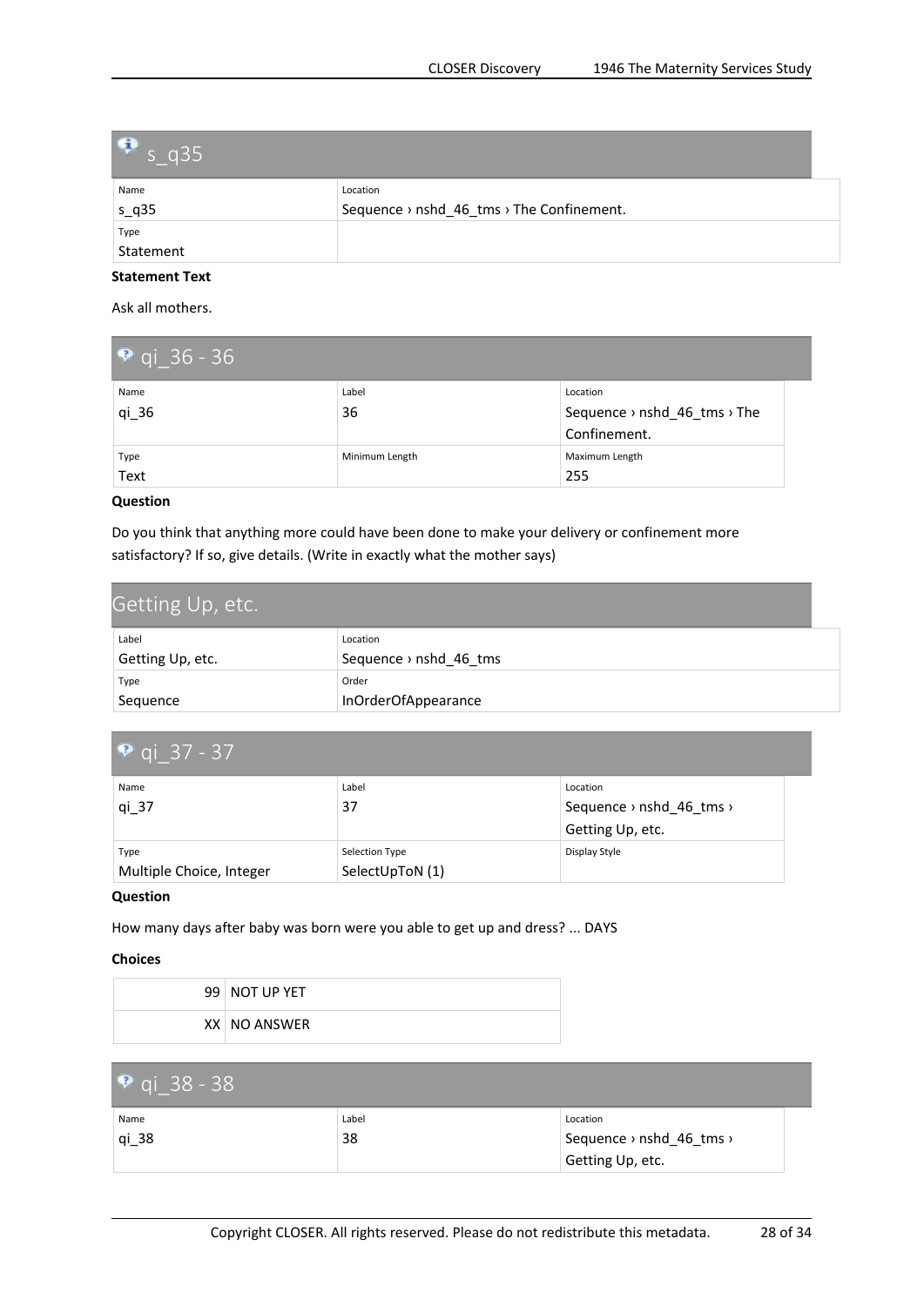## s_q35

| Name | Location |
| --- | --- |
| s_q35 | Sequence › nshd_46_tms › The Confinement. |
| **Type** | |
| Statement | |

**Statement Text**

Ask all mothers.

## qi_36 - 36

| Name | Label | Location |
| --- | --- | --- |
| qi_36 | 36 | Sequence › nshd_46_tms › The Confinement. |
| **Type** | **Minimum Length** | **Maximum Length** |
| Text | | 255 |

**Question**

Do you think that anything more could have been done to make your delivery or confinement more satisfactory? If so, give details. (Write in exactly what the mother says)

## Getting Up, etc.

| Label | Location |
| --- | --- |
| Getting Up, etc. | Sequence › nshd_46_tms |
| **Type** | **Order** |
| Sequence | InOrderOfAppearance |

## qi_37 - 37

| Name | Label | Location |
| --- | --- | --- |
| qi_37 | 37 | Sequence › nshd_46_tms › Getting Up, etc. |
| **Type** | **Selection Type** | **Display Style** |
| Multiple Choice, Integer | SelectUpToN (1) | |

**Question**

How many days after baby was born were you able to get up and dress? ... DAYS

**Choices**

| | |
| --- | --- |
| 99 | NOT UP YET |
| XX | NO ANSWER |

## qi_38 - 38

| Name | Label | Location |
| --- | --- | --- |
| qi_38 | 38 | Sequence › nshd_46_tms › Getting Up, etc. |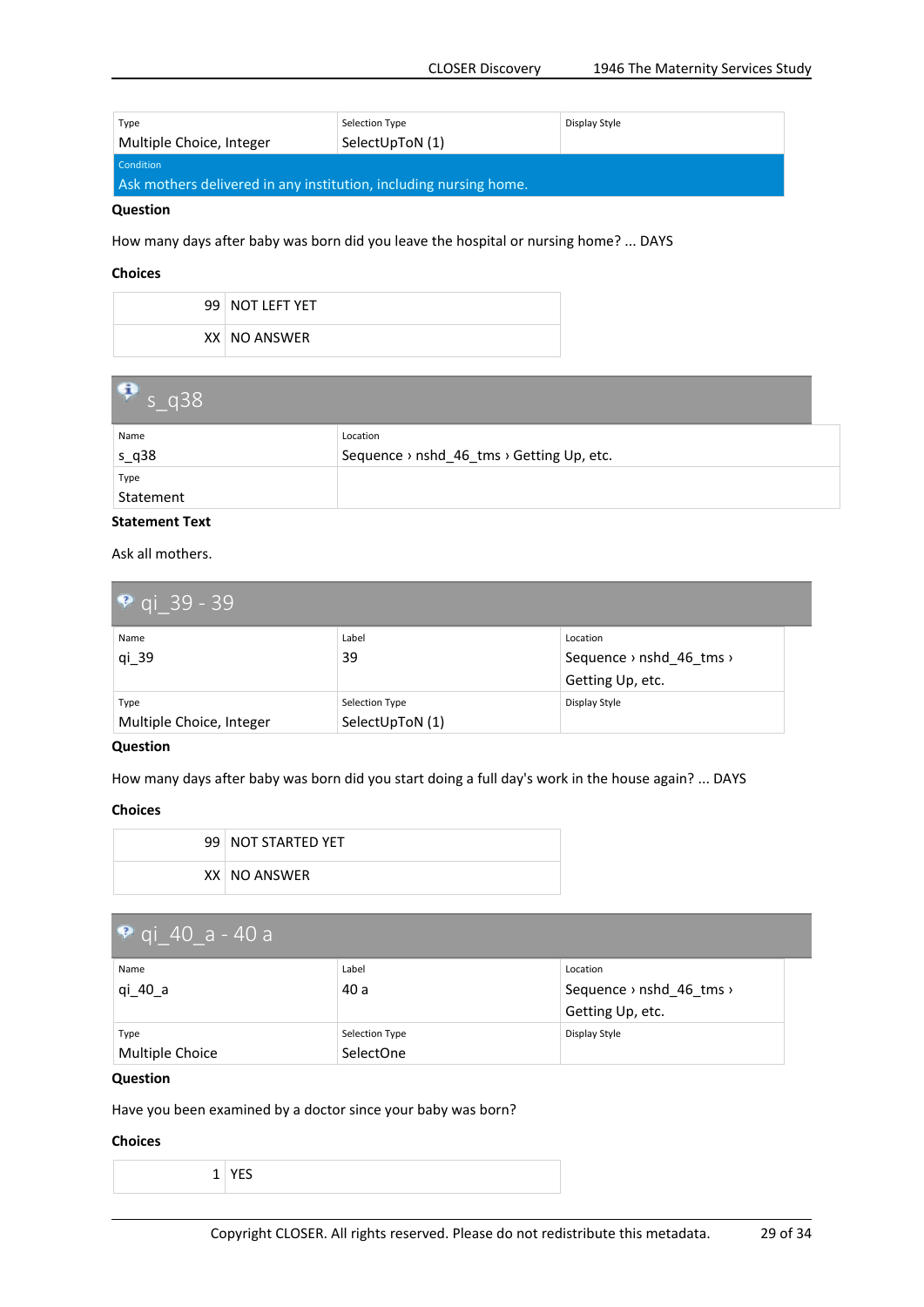| Type | Selection Type | Display Style |
|---|---|---|
| Multiple Choice, Integer | SelectUpToN (1) | |

| Condition |
|---|
| Ask mothers delivered in any institution, including nursing home. |

**Question**

How many days after baby was born did you leave the hospital or nursing home? ... DAYS

**Choices**

| | |
|---|---|
| 99 | NOT LEFT YET |
| XX | NO ANSWER |

## s_q38

| Name | Location |
|---|---|
| s_q38 | Sequence › nshd_46_tms › Getting Up, etc. |
| **Type** | |
| Statement | |

**Statement Text**

Ask all mothers.

## qi_39 - 39

| Name | Label | Location |
|---|---|---|
| qi_39 | 39 | Sequence › nshd_46_tms › Getting Up, etc. |
| **Type** | **Selection Type** | **Display Style** |
| Multiple Choice, Integer | SelectUpToN (1) | |

**Question**

How many days after baby was born did you start doing a full day's work in the house again? ... DAYS

**Choices**

| | |
|---|---|
| 99 | NOT STARTED YET |
| XX | NO ANSWER |

## qi_40_a - 40 a

| Name | Label | Location |
|---|---|---|
| qi_40_a | 40 a | Sequence › nshd_46_tms › Getting Up, etc. |
| **Type** | **Selection Type** | **Display Style** |
| Multiple Choice | SelectOne | |

**Question**

Have you been examined by a doctor since your baby was born?

**Choices**

| | |
|---|---|
| 1 | YES |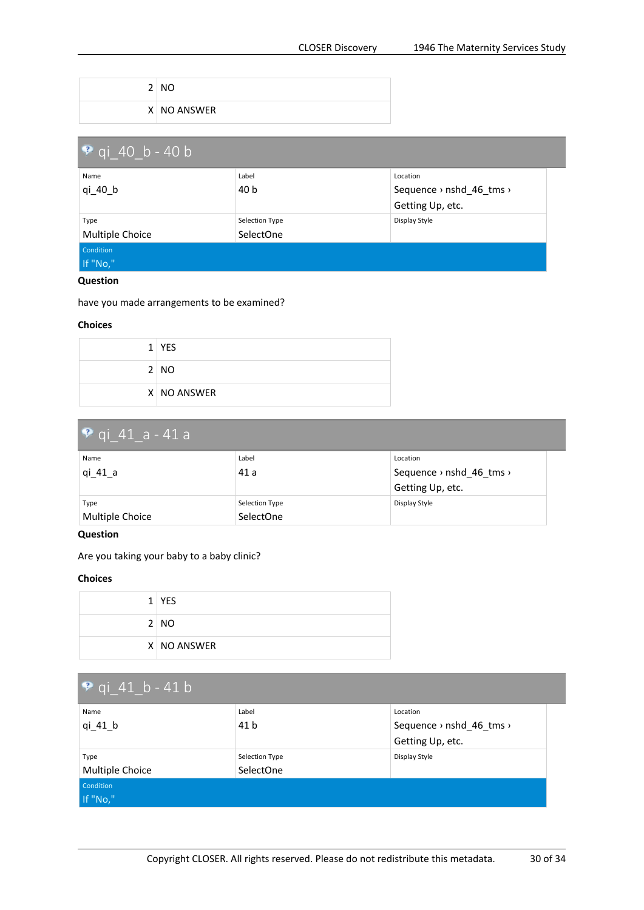| | |
|---|---|
| 2 | NO |
| X | NO ANSWER |

## qi_40_b - 40 b

| Name | Label | Location |
|---|---|---|
| qi_40_b | 40 b | Sequence › nshd_46_tms › Getting Up, etc. |
| **Type** | **Selection Type** | **Display Style** |
| Multiple Choice | SelectOne | |

**Condition**
If "No,"

**Question**

have you made arrangements to be examined?

**Choices**

| | |
|---|---|
| 1 | YES |
| 2 | NO |
| X | NO ANSWER |

## qi_41_a - 41 a

| Name | Label | Location |
|---|---|---|
| qi_41_a | 41 a | Sequence › nshd_46_tms › Getting Up, etc. |
| **Type** | **Selection Type** | **Display Style** |
| Multiple Choice | SelectOne | |

**Question**

Are you taking your baby to a baby clinic?

**Choices**

| | |
|---|---|
| 1 | YES |
| 2 | NO |
| X | NO ANSWER |

## qi_41_b - 41 b

| Name | Label | Location |
|---|---|---|
| qi_41_b | 41 b | Sequence › nshd_46_tms › Getting Up, etc. |
| **Type** | **Selection Type** | **Display Style** |
| Multiple Choice | SelectOne | |

**Condition**
If "No,"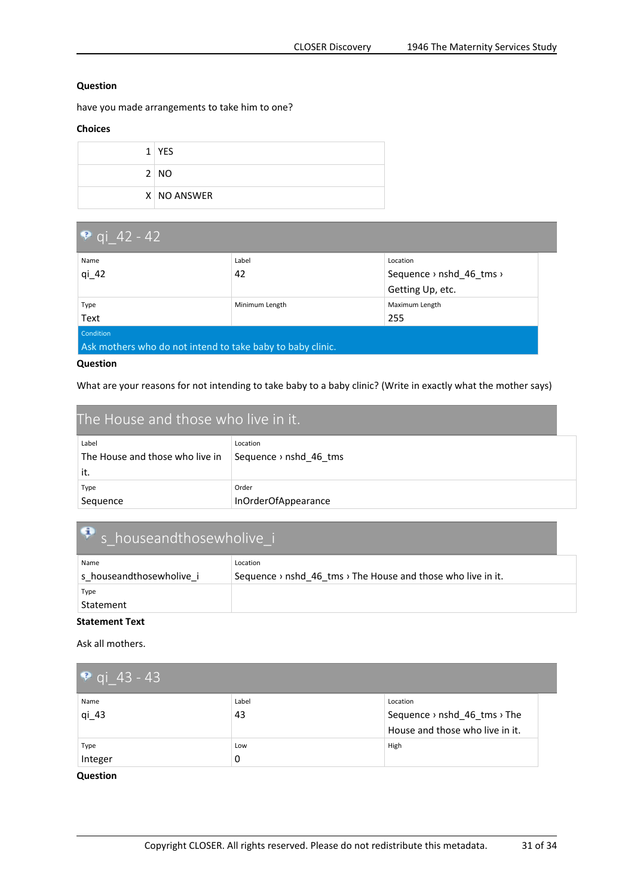**Question**

have you made arrangements to take him to one?

**Choices**

| | |
|---|---|
| 1 | YES |
| 2 | NO |
| X | NO ANSWER |

## qi_42 - 42

| Name | Label | Location |
|---|---|---|
| qi_42 | 42 | Sequence › nshd_46_tms › Getting Up, etc. |
| **Type** | **Minimum Length** | **Maximum Length** |
| Text | | 255 |

**Condition**
Ask mothers who do not intend to take baby to baby clinic.

**Question**

What are your reasons for not intending to take baby to a baby clinic? (Write in exactly what the mother says)

## The House and those who live in it.

| Label | Location |
|---|---|
| The House and those who live in it. | Sequence › nshd_46_tms |
| **Type** | **Order** |
| Sequence | InOrderOfAppearance |

## s_houseandthosewholive_i

| Name | Location |
|---|---|
| s_houseandthosewholive_i | Sequence › nshd_46_tms › The House and those who live in it. |
| **Type** | |
| Statement | |

**Statement Text**

Ask all mothers.

## qi_43 - 43

| Name | Label | Location |
|---|---|---|
| qi_43 | 43 | Sequence › nshd_46_tms › The House and those who live in it. |
| **Type** | **Low** | **High** |
| Integer | 0 | |

**Question**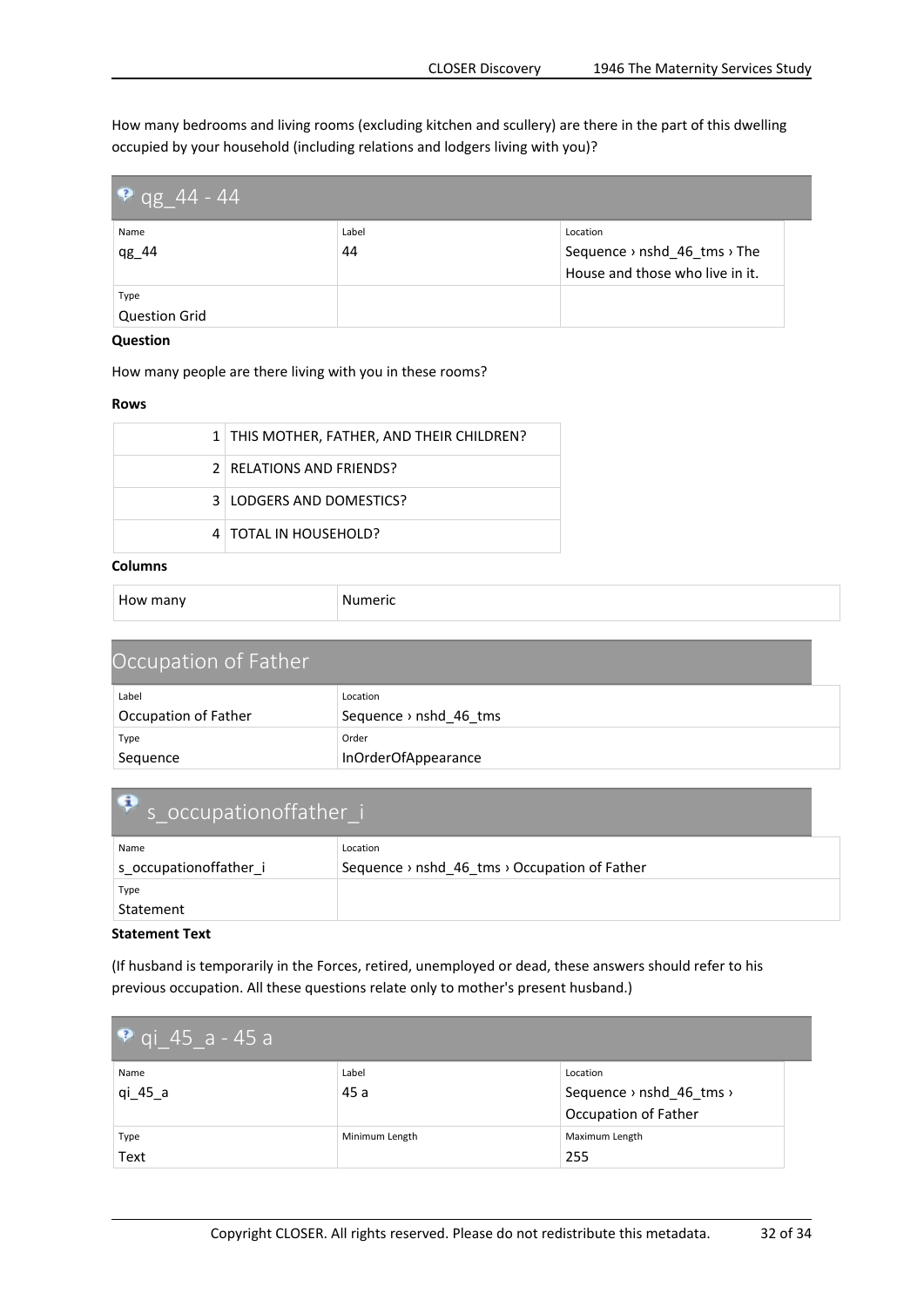How many bedrooms and living rooms (excluding kitchen and scullery) are there in the part of this dwelling occupied by your household (including relations and lodgers living with you)?

## qg_44 - 44

| Name | Label | Location |
|---|---|---|
| qg_44 | 44 | Sequence › nshd_46_tms › The House and those who live in it. |
| Type | | |
| Question Grid | | |

**Question**

How many people are there living with you in these rooms?

**Rows**

| | |
|---|---|
| 1 | THIS MOTHER, FATHER, AND THEIR CHILDREN? |
| 2 | RELATIONS AND FRIENDS? |
| 3 | LODGERS AND DOMESTICS? |
| 4 | TOTAL IN HOUSEHOLD? |

**Columns**

| | |
|---|---|
| How many | Numeric |

## Occupation of Father

| Label | Location |
|---|---|
| Occupation of Father | Sequence › nshd_46_tms |
| Type | Order |
| Sequence | InOrderOfAppearance |

## s_occupationoffather_i

| Name | Location |
|---|---|
| s_occupationoffather_i | Sequence › nshd_46_tms › Occupation of Father |
| Type | |
| Statement | |

**Statement Text**

(If husband is temporarily in the Forces, retired, unemployed or dead, these answers should refer to his previous occupation. All these questions relate only to mother's present husband.)

## qi_45_a - 45 a

| Name | Label | Location |
|---|---|---|
| qi_45_a | 45 a | Sequence › nshd_46_tms › Occupation of Father |
| Type | Minimum Length | Maximum Length |
| Text | | 255 |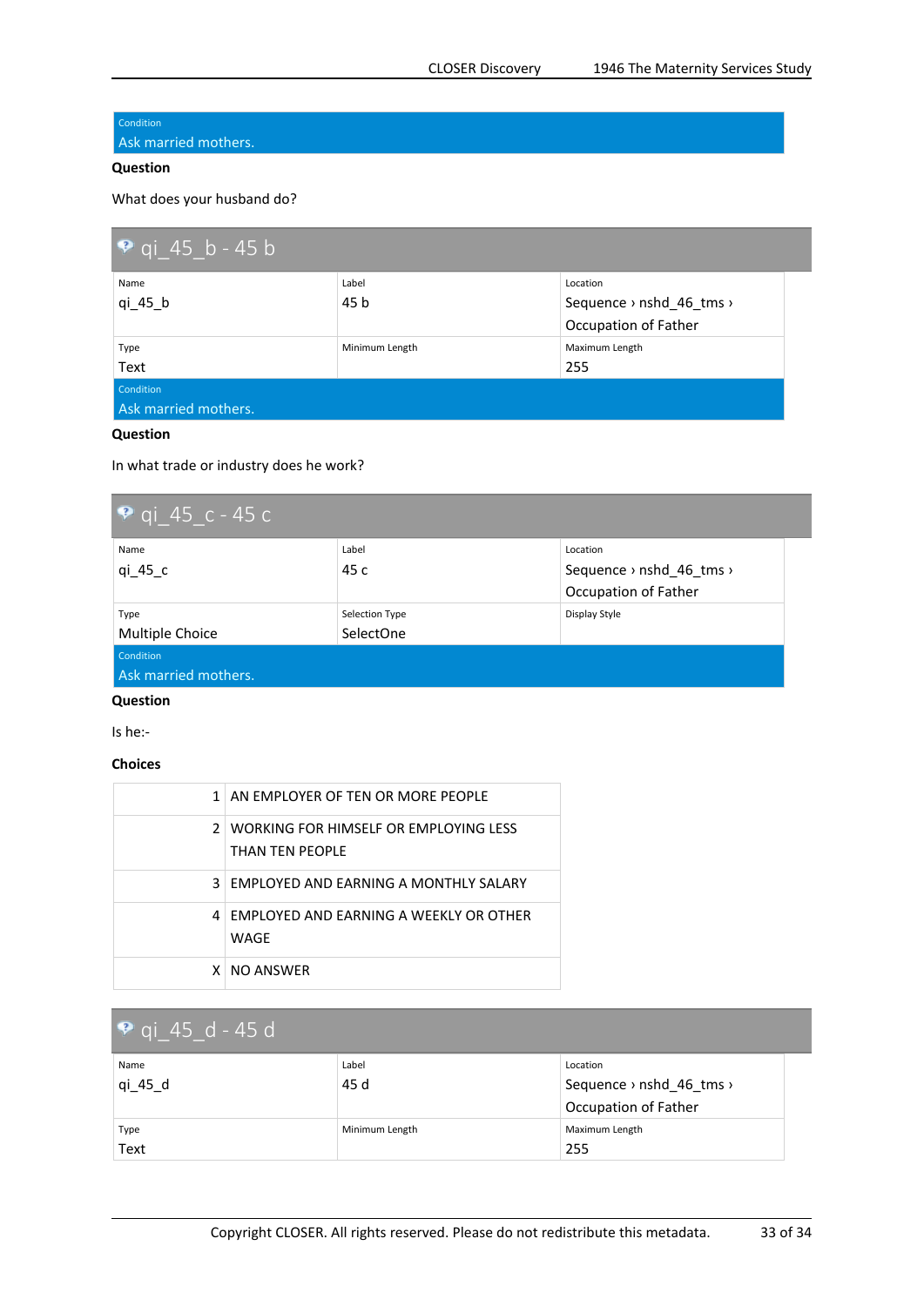Condition
Ask married mothers.

**Question**

What does your husband do?

## qi_45_b - 45 b

| Name | Label | Location |
|---|---|---|
| qi_45_b | 45 b | Sequence › nshd_46_tms › Occupation of Father |
| **Type** | **Minimum Length** | **Maximum Length** |
| Text | | 255 |

Condition
Ask married mothers.

**Question**

In what trade or industry does he work?

## qi_45_c - 45 c

| Name | Label | Location |
|---|---|---|
| qi_45_c | 45 c | Sequence › nshd_46_tms › Occupation of Father |
| **Type** | **Selection Type** | **Display Style** |
| Multiple Choice | SelectOne | |

Condition
Ask married mothers.

**Question**

Is he:-

**Choices**

| | |
|---|---|
| 1 | AN EMPLOYER OF TEN OR MORE PEOPLE |
| 2 | WORKING FOR HIMSELF OR EMPLOYING LESS THAN TEN PEOPLE |
| 3 | EMPLOYED AND EARNING A MONTHLY SALARY |
| 4 | EMPLOYED AND EARNING A WEEKLY OR OTHER WAGE |
| X | NO ANSWER |

## qi_45_d - 45 d

| Name | Label | Location |
|---|---|---|
| qi_45_d | 45 d | Sequence › nshd_46_tms › Occupation of Father |
| **Type** | **Minimum Length** | **Maximum Length** |
| Text | | 255 |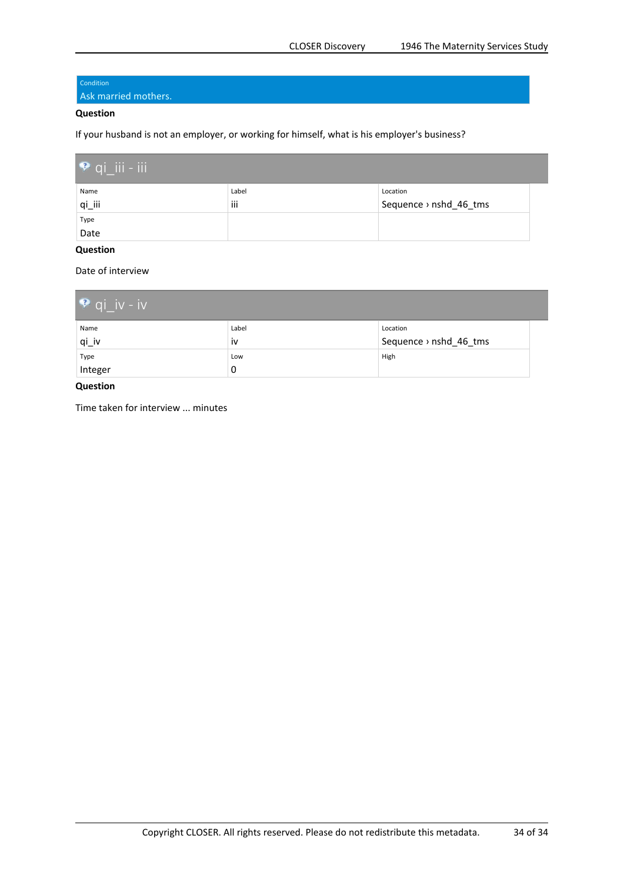Condition
Ask married mothers.

**Question**

If your husband is not an employer, or working for himself, what is his employer's business?

## qi_iii - iii

| Name | Label | Location |
| --- | --- | --- |
| qi_iii | iii | Sequence › nshd_46_tms |
| Type | | |
| Date | | |

**Question**

Date of interview

## qi_iv - iv

| Name | Label | Location |
| --- | --- | --- |
| qi_iv | iv | Sequence › nshd_46_tms |
| Type | Low | High |
| Integer | 0 | |

**Question**

Time taken for interview ... minutes